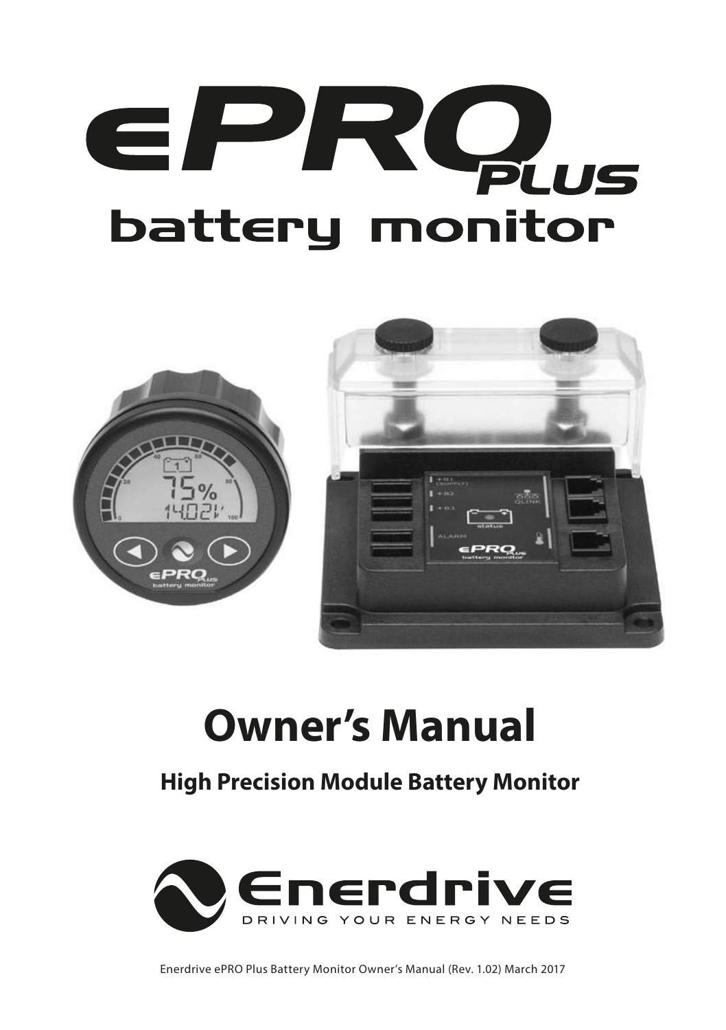# ePRO PLUS battery monitor

# Owner's Manual

## High Precision Module Battery Monitor

Enerdrive

DRIVING YOUR ENERGY NEEDS

Enerdrive ePRO Plus Battery Monitor Owner's Manual (Rev. 1.02) March 2017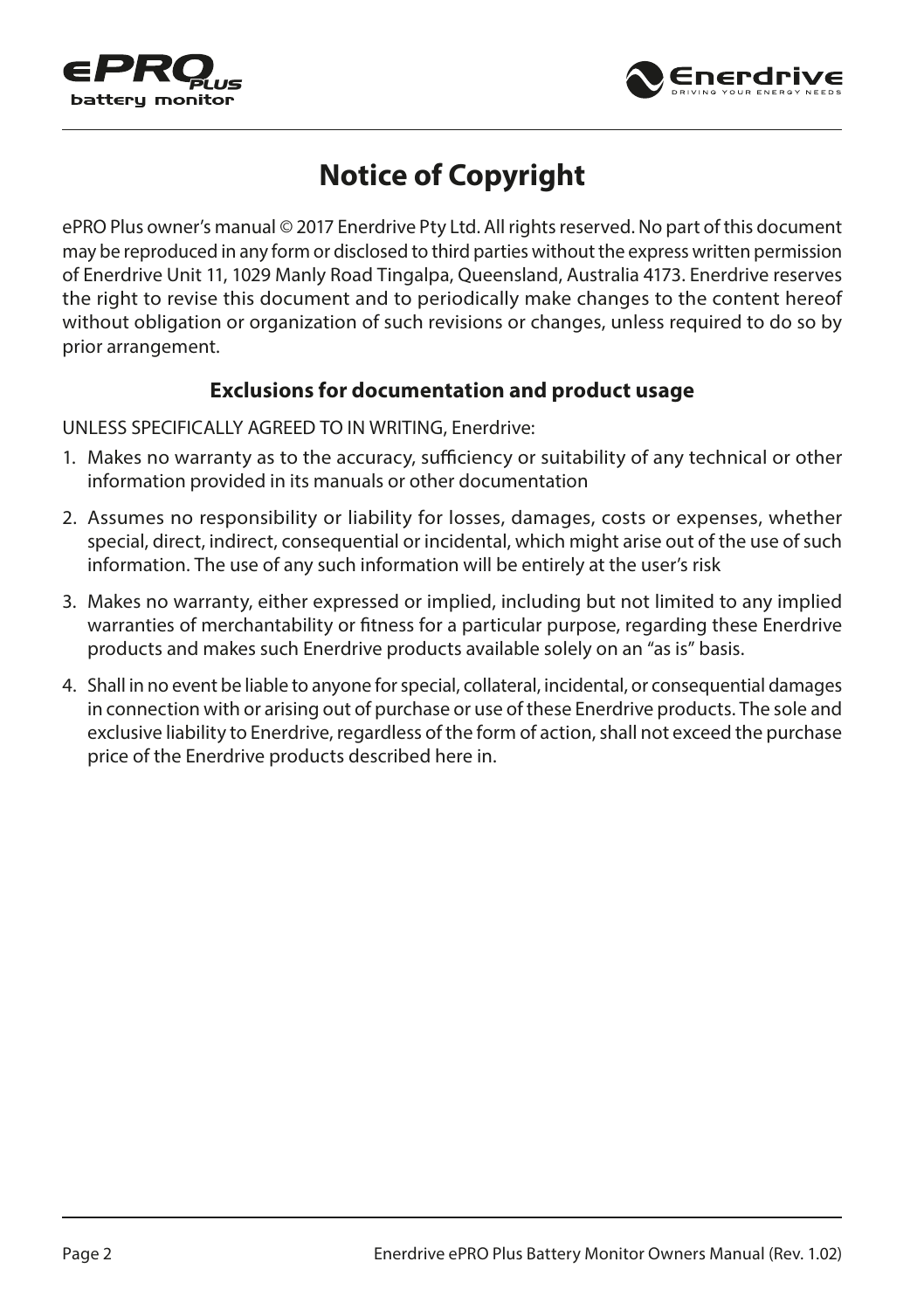# Notice of Copyright

ePRO Plus owner's manual © 2017 Enerdrive Pty Ltd. All rights reserved. No part of this document may be reproduced in any form or disclosed to third parties without the express written permission of Enerdrive Unit 11, 1029 Manly Road Tingalpa, Queensland, Australia 4173. Enerdrive reserves the right to revise this document and to periodically make changes to the content hereof without obligation or organization of such revisions or changes, unless required to do so by prior arrangement.

### Exclusions for documentation and product usage

UNLESS SPECIFICALLY AGREED TO IN WRITING, Enerdrive:

1. Makes no warranty as to the accuracy, sufficiency or suitability of any technical or other information provided in its manuals or other documentation
2. Assumes no responsibility or liability for losses, damages, costs or expenses, whether special, direct, indirect, consequential or incidental, which might arise out of the use of such information. The use of any such information will be entirely at the user's risk
3. Makes no warranty, either expressed or implied, including but not limited to any implied warranties of merchantability or fitness for a particular purpose, regarding these Enerdrive products and makes such Enerdrive products available solely on an "as is" basis.
4. Shall in no event be liable to anyone for special, collateral, incidental, or consequential damages in connection with or arising out of purchase or use of these Enerdrive products. The sole and exclusive liability to Enerdrive, regardless of the form of action, shall not exceed the purchase price of the Enerdrive products described here in.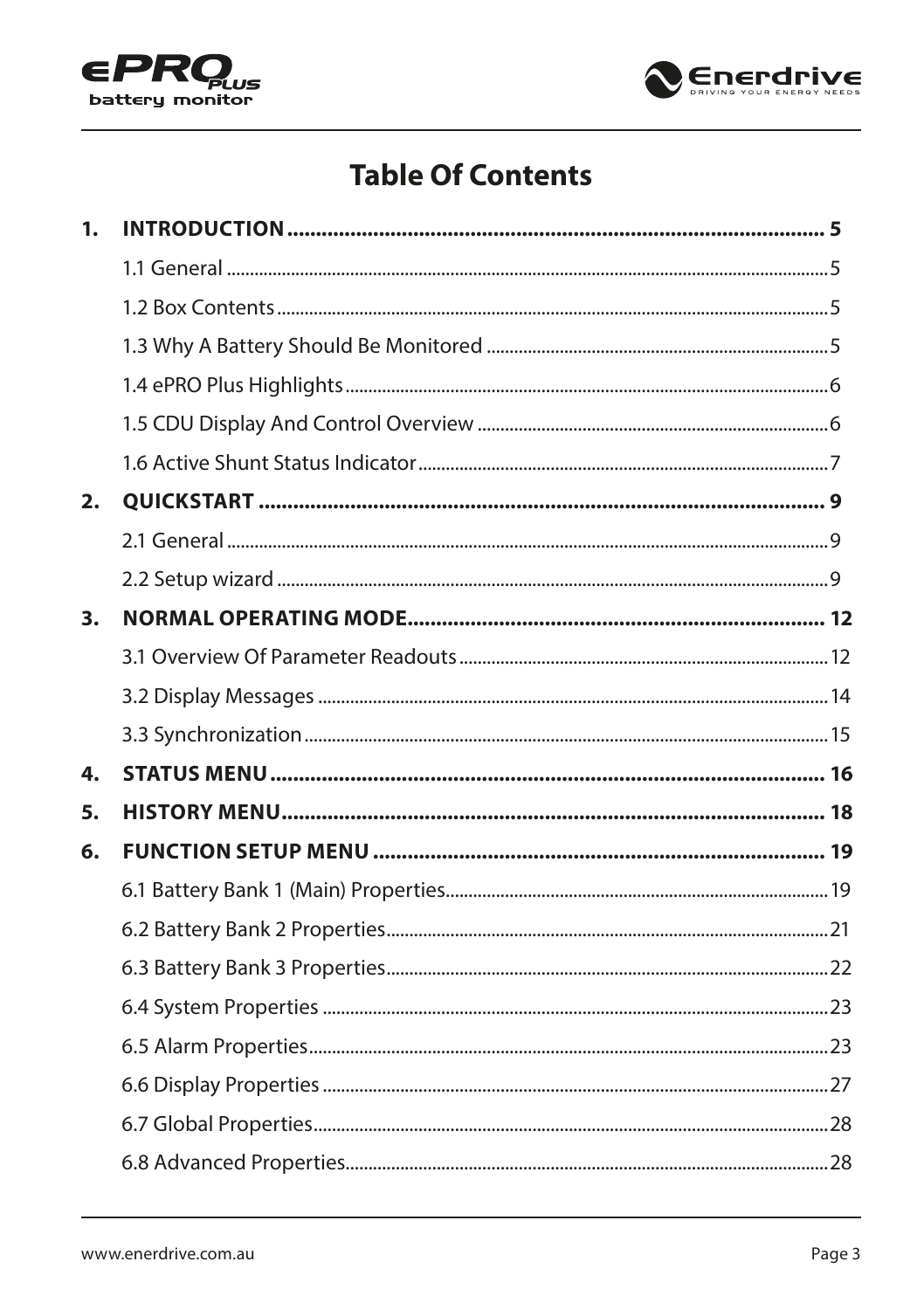# Table Of Contents

**1. INTRODUCTION ................................................................ 5**

- 1.1 General ................................................................ 5
- 1.2 Box Contents ................................................................ 5
- 1.3 Why A Battery Should Be Monitored ................................................................ 5
- 1.4 ePRO Plus Highlights ................................................................ 6
- 1.5 CDU Display And Control Overview ................................................................ 6
- 1.6 Active Shunt Status Indicator ................................................................ 7

**2. QUICKSTART ................................................................ 9**

- 2.1 General ................................................................ 9
- 2.2 Setup wizard ................................................................ 9

**3. NORMAL OPERATING MODE ................................................................ 12**

- 3.1 Overview Of Parameter Readouts ................................................................ 12
- 3.2 Display Messages ................................................................ 14
- 3.3 Synchronization ................................................................ 15

**4. STATUS MENU ................................................................ 16**

**5. HISTORY MENU ................................................................ 18**

**6. FUNCTION SETUP MENU ................................................................ 19**

- 6.1 Battery Bank 1 (Main) Properties ................................................................ 19
- 6.2 Battery Bank 2 Properties ................................................................ 21
- 6.3 Battery Bank 3 Properties ................................................................ 22
- 6.4 System Properties ................................................................ 23
- 6.5 Alarm Properties ................................................................ 23
- 6.6 Display Properties ................................................................ 27
- 6.7 Global Properties ................................................................ 28
- 6.8 Advanced Properties ................................................................ 28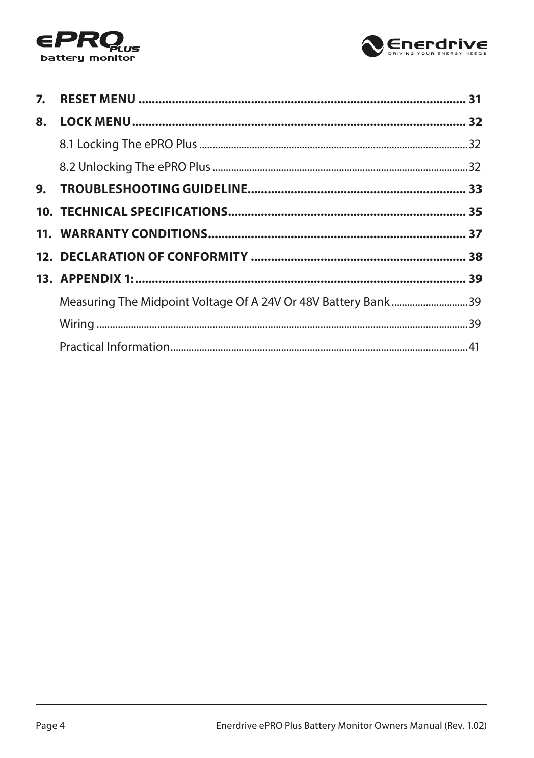**7. RESET MENU** .......... **31**

**8. LOCK MENU** .......... **32**

8.1 Locking The ePRO Plus .......... 32

8.2 Unlocking The ePRO Plus .......... 32

**9. TROUBLESHOOTING GUIDELINE** .......... **33**

**10. TECHNICAL SPECIFICATIONS** .......... **35**

**11. WARRANTY CONDITIONS** .......... **37**

**12. DECLARATION OF CONFORMITY** .......... **38**

**13. APPENDIX 1:** .......... **39**

Measuring The Midpoint Voltage Of A 24V Or 48V Battery Bank .......... 39

Wiring .......... 39

Practical Information .......... 41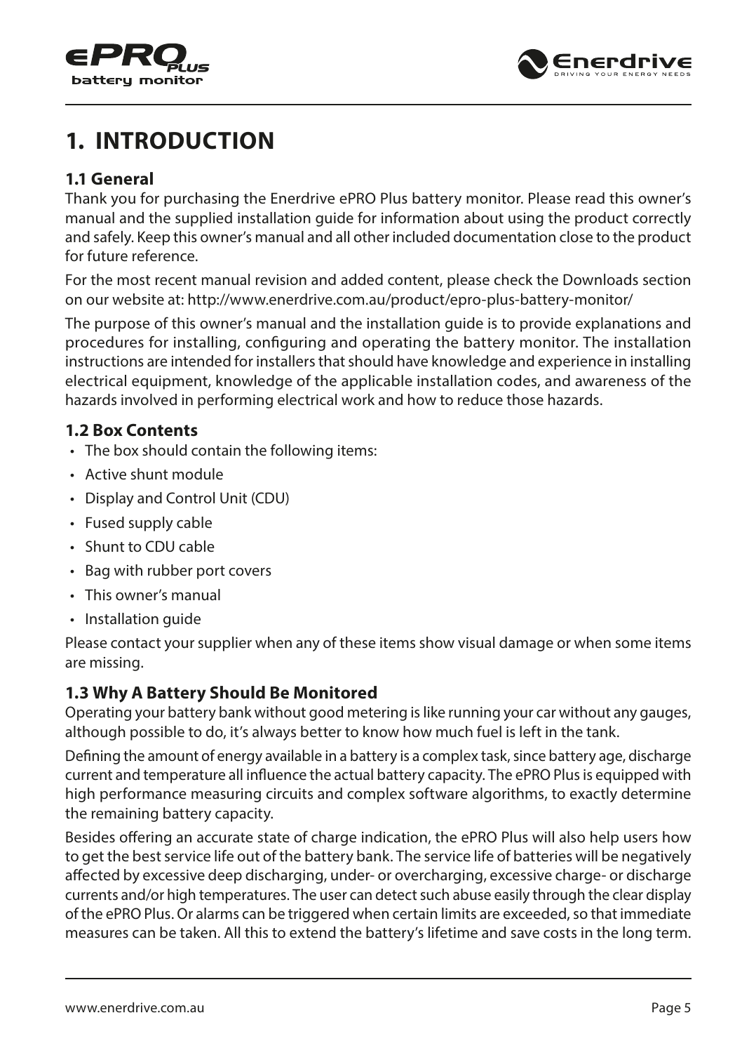# 1. INTRODUCTION

## 1.1 General

Thank you for purchasing the Enerdrive ePRO Plus battery monitor. Please read this owner's manual and the supplied installation guide for information about using the product correctly and safely. Keep this owner's manual and all other included documentation close to the product for future reference.

For the most recent manual revision and added content, please check the Downloads section on our website at: http://www.enerdrive.com.au/product/epro-plus-battery-monitor/

The purpose of this owner's manual and the installation guide is to provide explanations and procedures for installing, configuring and operating the battery monitor. The installation instructions are intended for installers that should have knowledge and experience in installing electrical equipment, knowledge of the applicable installation codes, and awareness of the hazards involved in performing electrical work and how to reduce those hazards.

## 1.2 Box Contents

- The box should contain the following items:
- Active shunt module
- Display and Control Unit (CDU)
- Fused supply cable
- Shunt to CDU cable
- Bag with rubber port covers
- This owner's manual
- Installation guide

Please contact your supplier when any of these items show visual damage or when some items are missing.

## 1.3 Why A Battery Should Be Monitored

Operating your battery bank without good metering is like running your car without any gauges, although possible to do, it's always better to know how much fuel is left in the tank.

Defining the amount of energy available in a battery is a complex task, since battery age, discharge current and temperature all influence the actual battery capacity. The ePRO Plus is equipped with high performance measuring circuits and complex software algorithms, to exactly determine the remaining battery capacity.

Besides offering an accurate state of charge indication, the ePRO Plus will also help users how to get the best service life out of the battery bank. The service life of batteries will be negatively affected by excessive deep discharging, under- or overcharging, excessive charge- or discharge currents and/or high temperatures. The user can detect such abuse easily through the clear display of the ePRO Plus. Or alarms can be triggered when certain limits are exceeded, so that immediate measures can be taken. All this to extend the battery's lifetime and save costs in the long term.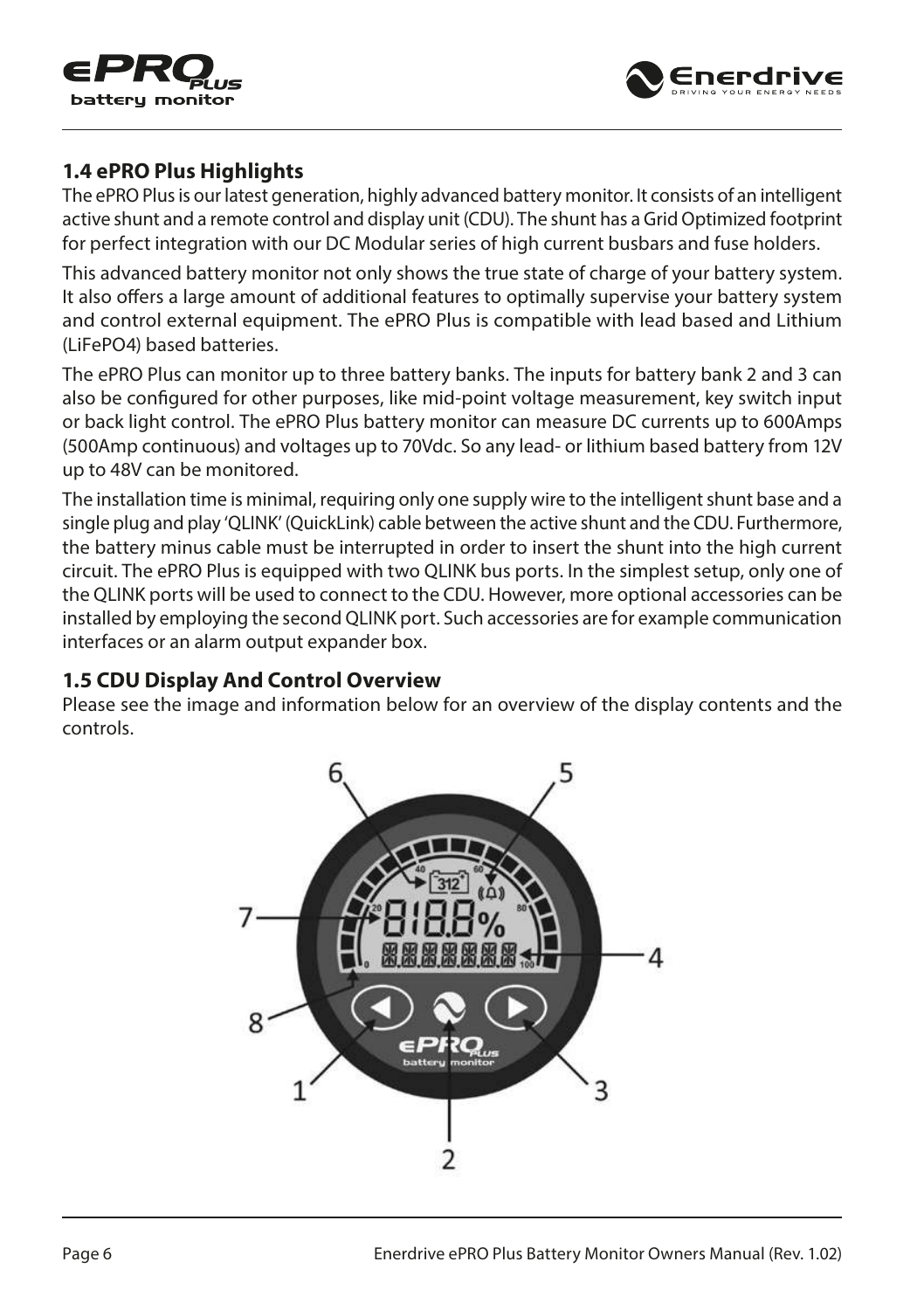## 1.4 ePRO Plus Highlights

The ePRO Plus is our latest generation, highly advanced battery monitor. It consists of an intelligent active shunt and a remote control and display unit (CDU). The shunt has a Grid Optimized footprint for perfect integration with our DC Modular series of high current busbars and fuse holders.

This advanced battery monitor not only shows the true state of charge of your battery system. It also offers a large amount of additional features to optimally supervise your battery system and control external equipment. The ePRO Plus is compatible with lead based and Lithium (LiFePO4) based batteries.

The ePRO Plus can monitor up to three battery banks. The inputs for battery bank 2 and 3 can also be configured for other purposes, like mid-point voltage measurement, key switch input or back light control. The ePRO Plus battery monitor can measure DC currents up to 600Amps (500Amp continuous) and voltages up to 70Vdc. So any lead- or lithium based battery from 12V up to 48V can be monitored.

The installation time is minimal, requiring only one supply wire to the intelligent shunt base and a single plug and play 'QLINK' (QuickLink) cable between the active shunt and the CDU. Furthermore, the battery minus cable must be interrupted in order to insert the shunt into the high current circuit. The ePRO Plus is equipped with two QLINK bus ports. In the simplest setup, only one of the QLINK ports will be used to connect to the CDU. However, more optional accessories can be installed by employing the second QLINK port. Such accessories are for example communication interfaces or an alarm output expander box.

## 1.5 CDU Display And Control Overview

Please see the image and information below for an overview of the display contents and the controls.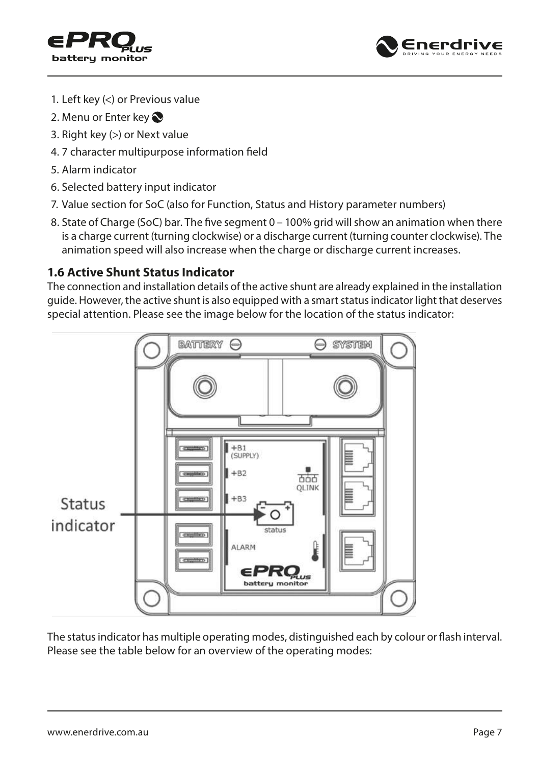1. Left key (<) or Previous value
2. Menu or Enter key
3. Right key (>) or Next value
4. 7 character multipurpose information field
5. Alarm indicator
6. Selected battery input indicator
7. Value section for SoC (also for Function, Status and History parameter numbers)
8. State of Charge (SoC) bar. The five segment 0 – 100% grid will show an animation when there is a charge current (turning clockwise) or a discharge current (turning counter clockwise). The animation speed will also increase when the charge or discharge current increases.

### 1.6 Active Shunt Status Indicator

The connection and installation details of the active shunt are already explained in the installation guide. However, the active shunt is also equipped with a smart status indicator light that deserves special attention. Please see the image below for the location of the status indicator:

The status indicator has multiple operating modes, distinguished each by colour or flash interval. Please see the table below for an overview of the operating modes: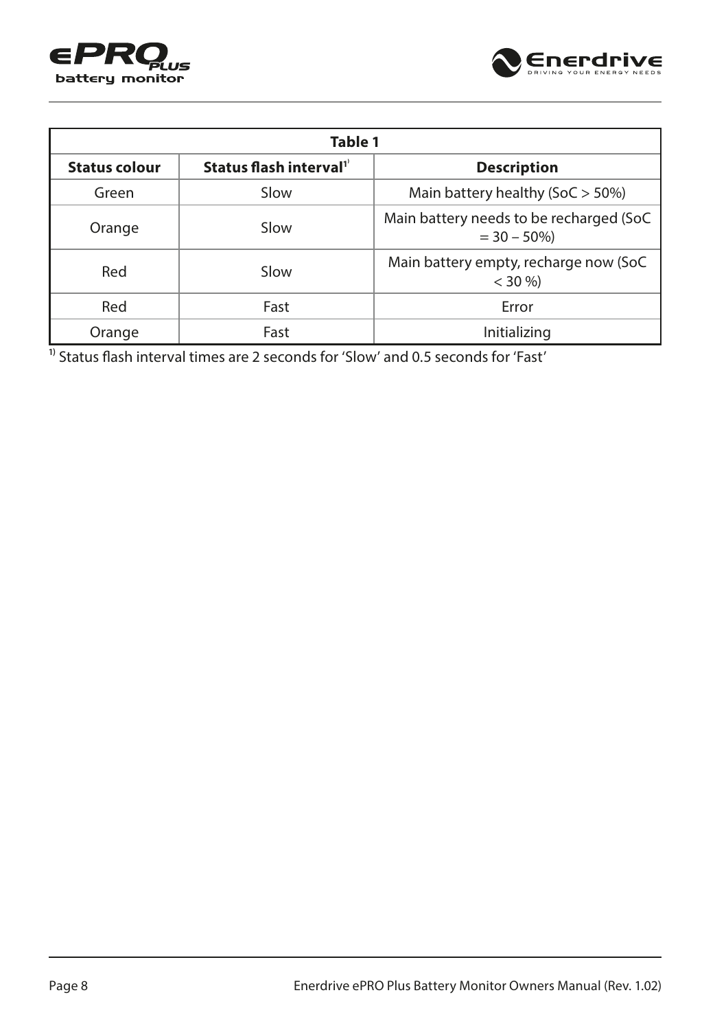| Table 1 | | |
|---|---|---|
| **Status colour** | **Status flash interval**[1] | **Description** |
| Green | Slow | Main battery healthy (SoC > 50%) |
| Orange | Slow | Main battery needs to be recharged (SoC = 30 – 50%) |
| Red | Slow | Main battery empty, recharge now (SoC < 30 %) |
| Red | Fast | Error |
| Orange | Fast | Initializing |

[1] Status flash interval times are 2 seconds for 'Slow' and 0.5 seconds for 'Fast'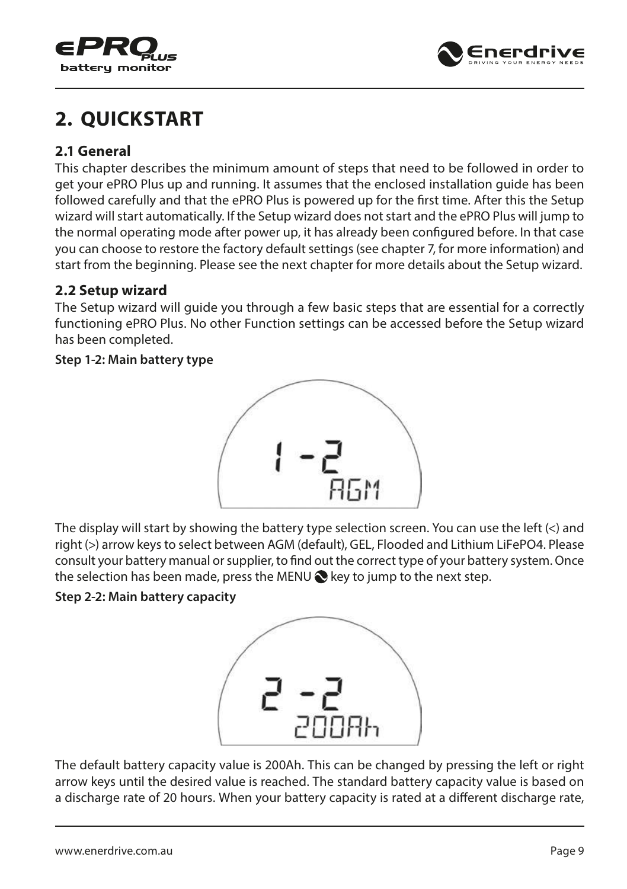# 2. QUICKSTART

## 2.1 General

This chapter describes the minimum amount of steps that need to be followed in order to get your ePRO Plus up and running. It assumes that the enclosed installation guide has been followed carefully and that the ePRO Plus is powered up for the first time. After this the Setup wizard will start automatically. If the Setup wizard does not start and the ePRO Plus will jump to the normal operating mode after power up, it has already been configured before. In that case you can choose to restore the factory default settings (see chapter 7, for more information) and start from the beginning. Please see the next chapter for more details about the Setup wizard.

## 2.2 Setup wizard

The Setup wizard will guide you through a few basic steps that are essential for a correctly functioning ePRO Plus. No other Function settings can be accessed before the Setup wizard has been completed.

**Step 1-2: Main battery type**

The display will start by showing the battery type selection screen. You can use the left (<) and right (>) arrow keys to select between AGM (default), GEL, Flooded and Lithium LiFePO4. Please consult your battery manual or supplier, to find out the correct type of your battery system. Once the selection has been made, press the MENU key to jump to the next step.

**Step 2-2: Main battery capacity**

The default battery capacity value is 200Ah. This can be changed by pressing the left or right arrow keys until the desired value is reached. The standard battery capacity value is based on a discharge rate of 20 hours. When your battery capacity is rated at a different discharge rate,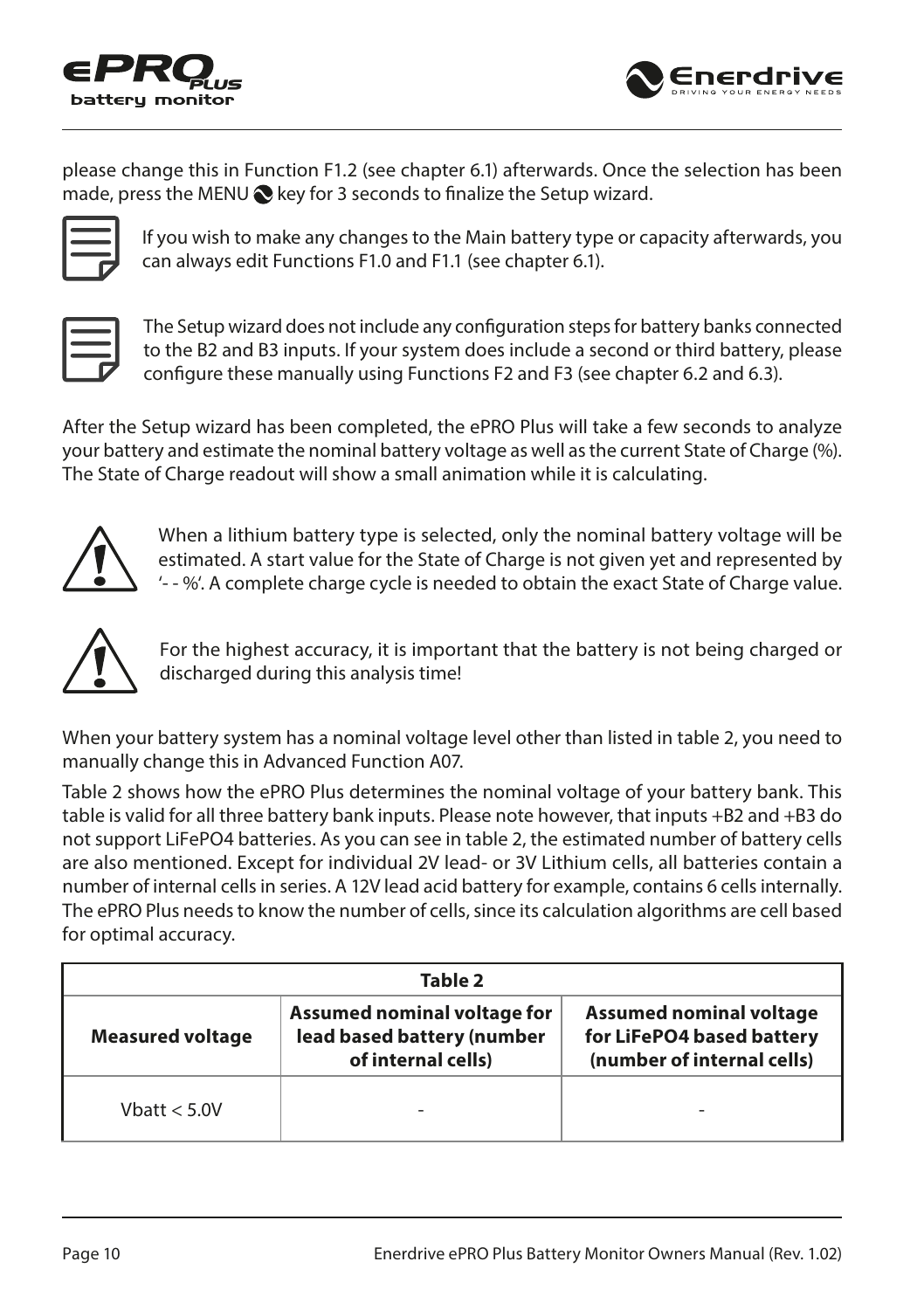please change this in Function F1.2 (see chapter 6.1) afterwards. Once the selection has been made, press the MENU key for 3 seconds to finalize the Setup wizard.

If you wish to make any changes to the Main battery type or capacity afterwards, you can always edit Functions F1.0 and F1.1 (see chapter 6.1).

The Setup wizard does not include any configuration steps for battery banks connected to the B2 and B3 inputs. If your system does include a second or third battery, please configure these manually using Functions F2 and F3 (see chapter 6.2 and 6.3).

After the Setup wizard has been completed, the ePRO Plus will take a few seconds to analyze your battery and estimate the nominal battery voltage as well as the current State of Charge (%). The State of Charge readout will show a small animation while it is calculating.

When a lithium battery type is selected, only the nominal battery voltage will be estimated. A start value for the State of Charge is not given yet and represented by '- - %'. A complete charge cycle is needed to obtain the exact State of Charge value.

For the highest accuracy, it is important that the battery is not being charged or discharged during this analysis time!

When your battery system has a nominal voltage level other than listed in table 2, you need to manually change this in Advanced Function A07.

Table 2 shows how the ePRO Plus determines the nominal voltage of your battery bank. This table is valid for all three battery bank inputs. Please note however, that inputs +B2 and +B3 do not support LiFePO4 batteries. As you can see in table 2, the estimated number of battery cells are also mentioned. Except for individual 2V lead- or 3V Lithium cells, all batteries contain a number of internal cells in series. A 12V lead acid battery for example, contains 6 cells internally. The ePRO Plus needs to know the number of cells, since its calculation algorithms are cell based for optimal accuracy.

**Table 2**

| Measured voltage | Assumed nominal voltage for lead based battery (number of internal cells) | Assumed nominal voltage for LiFePO4 based battery (number of internal cells) |
|---|---|---|
| Vbatt < 5.0V | - | - |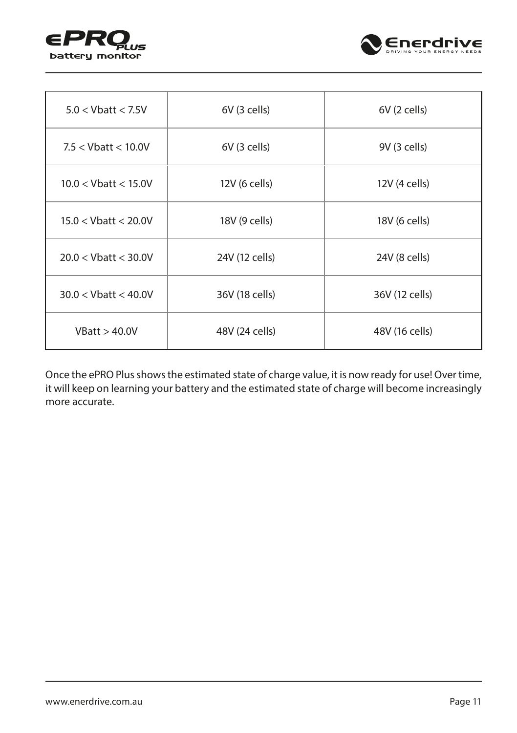| | | |
|---|---|---|
| 5.0 < Vbatt < 7.5V | 6V (3 cells) | 6V (2 cells) |
| 7.5 < Vbatt < 10.0V | 6V (3 cells) | 9V (3 cells) |
| 10.0 < Vbatt < 15.0V | 12V (6 cells) | 12V (4 cells) |
| 15.0 < Vbatt < 20.0V | 18V (9 cells) | 18V (6 cells) |
| 20.0 < Vbatt < 30.0V | 24V (12 cells) | 24V (8 cells) |
| 30.0 < Vbatt < 40.0V | 36V (18 cells) | 36V (12 cells) |
| VBatt > 40.0V | 48V (24 cells) | 48V (16 cells) |

Once the ePRO Plus shows the estimated state of charge value, it is now ready for use! Over time, it will keep on learning your battery and the estimated state of charge will become increasingly more accurate.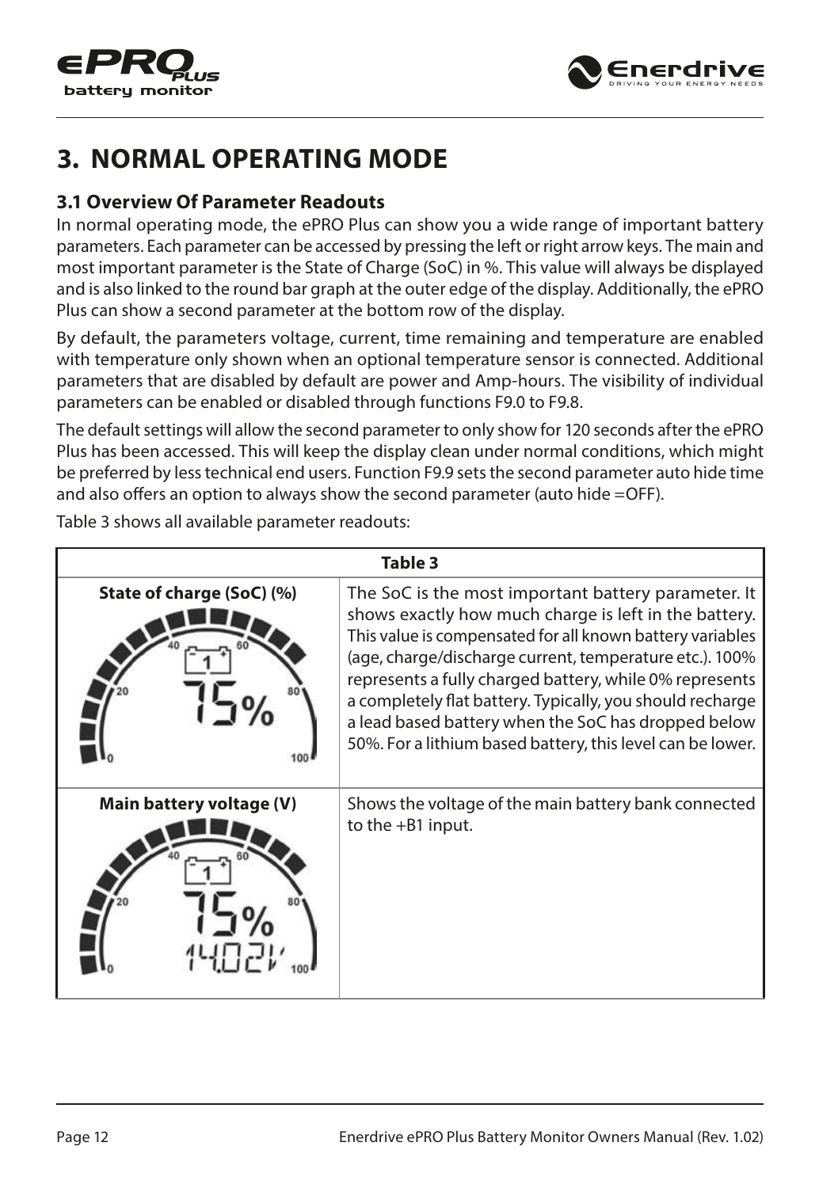# 3. NORMAL OPERATING MODE

## 3.1 Overview Of Parameter Readouts

In normal operating mode, the ePRO Plus can show you a wide range of important battery parameters. Each parameter can be accessed by pressing the left or right arrow keys. The main and most important parameter is the State of Charge (SoC) in %. This value will always be displayed and is also linked to the round bar graph at the outer edge of the display. Additionally, the ePRO Plus can show a second parameter at the bottom row of the display.

By default, the parameters voltage, current, time remaining and temperature are enabled with temperature only shown when an optional temperature sensor is connected. Additional parameters that are disabled by default are power and Amp-hours. The visibility of individual parameters can be enabled or disabled through functions F9.0 to F9.8.

The default settings will allow the second parameter to only show for 120 seconds after the ePRO Plus has been accessed. This will keep the display clean under normal conditions, which might be preferred by less technical end users. Function F9.9 sets the second parameter auto hide time and also offers an option to always show the second parameter (auto hide =OFF).

Table 3 shows all available parameter readouts:

| Table 3 | |
|---|---|
| **State of charge (SoC) (%)** | The SoC is the most important battery parameter. It shows exactly how much charge is left in the battery. This value is compensated for all known battery variables (age, charge/discharge current, temperature etc.). 100% represents a fully charged battery, while 0% represents a completely flat battery. Typically, you should recharge a lead based battery when the SoC has dropped below 50%. For a lithium based battery, this level can be lower. |
| **Main battery voltage (V)** | Shows the voltage of the main battery bank connected to the +B1 input. |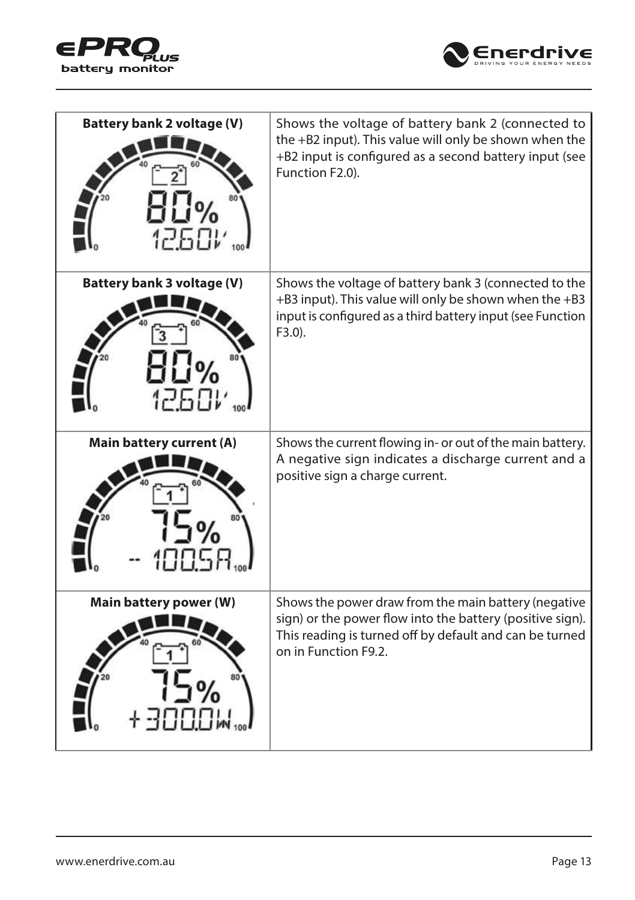| Battery bank 2 voltage (V) | Shows the voltage of battery bank 2 (connected to the +B2 input). This value will only be shown when the +B2 input is configured as a second battery input (see Function F2.0). |
|---|---|
| **Battery bank 3 voltage (V)** | Shows the voltage of battery bank 3 (connected to the +B3 input). This value will only be shown when the +B3 input is configured as a third battery input (see Function F3.0). |
| **Main battery current (A)** | Shows the current flowing in- or out of the main battery. A negative sign indicates a discharge current and a positive sign a charge current. |
| **Main battery power (W)** | Shows the power draw from the main battery (negative sign) or the power flow into the battery (positive sign). This reading is turned off by default and can be turned on in Function F9.2. |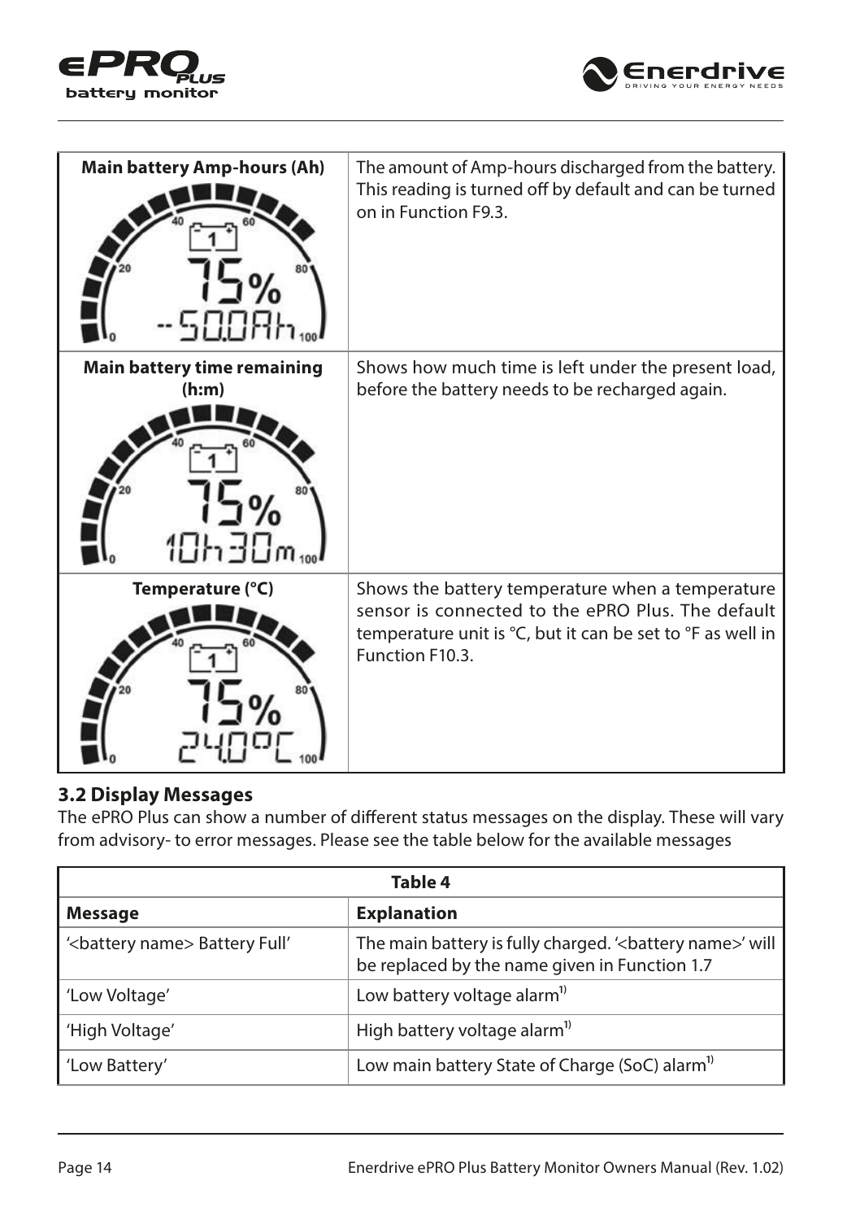| Main battery Amp-hours (Ah) | The amount of Amp-hours discharged from the battery. This reading is turned off by default and can be turned on in Function F9.3. |
|---|---|
| **Main battery time remaining (h:m)** | Shows how much time is left under the present load, before the battery needs to be recharged again. |
| **Temperature (°C)** | Shows the battery temperature when a temperature sensor is connected to the ePRO Plus. The default temperature unit is °C, but it can be set to °F as well in Function F10.3. |

### 3.2 Display Messages

The ePRO Plus can show a number of different status messages on the display. These will vary from advisory- to error messages. Please see the table below for the available messages

**Table 4**

| Message | Explanation |
|---|---|
| '<battery name> Battery Full' | The main battery is fully charged. '<battery name>' will be replaced by the name given in Function 1.7 |
| 'Low Voltage' | Low battery voltage alarm[1)] |
| 'High Voltage' | High battery voltage alarm[1)] |
| 'Low Battery' | Low main battery State of Charge (SoC) alarm[1)] |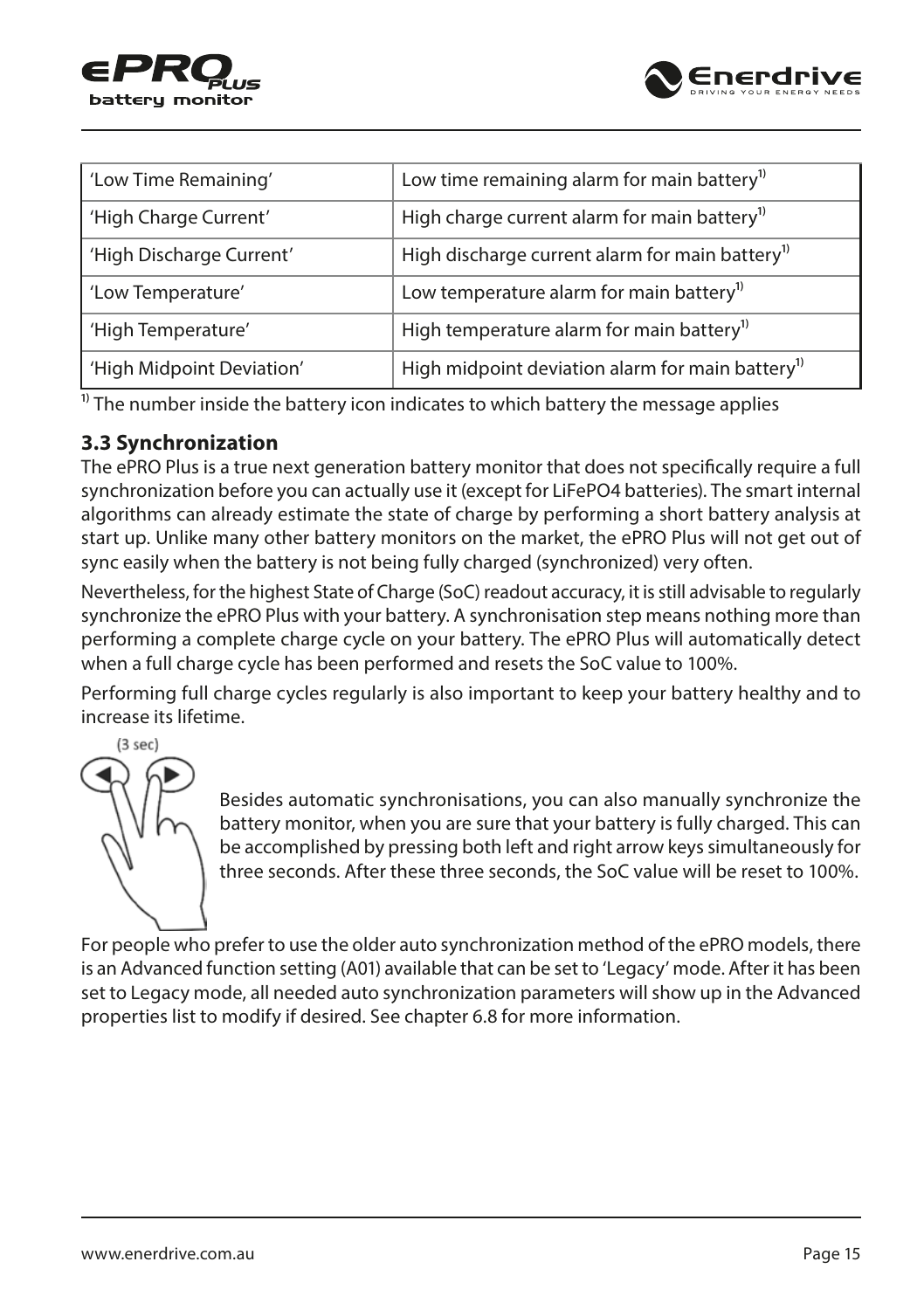| 'Low Time Remaining' | Low time remaining alarm for main battery[1] |
|---|---|
| 'High Charge Current' | High charge current alarm for main battery[1] |
| 'High Discharge Current' | High discharge current alarm for main battery[1] |
| 'Low Temperature' | Low temperature alarm for main battery[1] |
| 'High Temperature' | High temperature alarm for main battery[1] |
| 'High Midpoint Deviation' | High midpoint deviation alarm for main battery[1] |

[1] The number inside the battery icon indicates to which battery the message applies

### 3.3 Synchronization

The ePRO Plus is a true next generation battery monitor that does not specifically require a full synchronization before you can actually use it (except for LiFePO4 batteries). The smart internal algorithms can already estimate the state of charge by performing a short battery analysis at start up. Unlike many other battery monitors on the market, the ePRO Plus will not get out of sync easily when the battery is not being fully charged (synchronized) very often.

Nevertheless, for the highest State of Charge (SoC) readout accuracy, it is still advisable to regularly synchronize the ePRO Plus with your battery. A synchronisation step means nothing more than performing a complete charge cycle on your battery. The ePRO Plus will automatically detect when a full charge cycle has been performed and resets the SoC value to 100%.

Performing full charge cycles regularly is also important to keep your battery healthy and to increase its lifetime.

(3 sec)

Besides automatic synchronisations, you can also manually synchronize the battery monitor, when you are sure that your battery is fully charged. This can be accomplished by pressing both left and right arrow keys simultaneously for three seconds. After these three seconds, the SoC value will be reset to 100%.

For people who prefer to use the older auto synchronization method of the ePRO models, there is an Advanced function setting (A01) available that can be set to 'Legacy' mode. After it has been set to Legacy mode, all needed auto synchronization parameters will show up in the Advanced properties list to modify if desired. See chapter 6.8 for more information.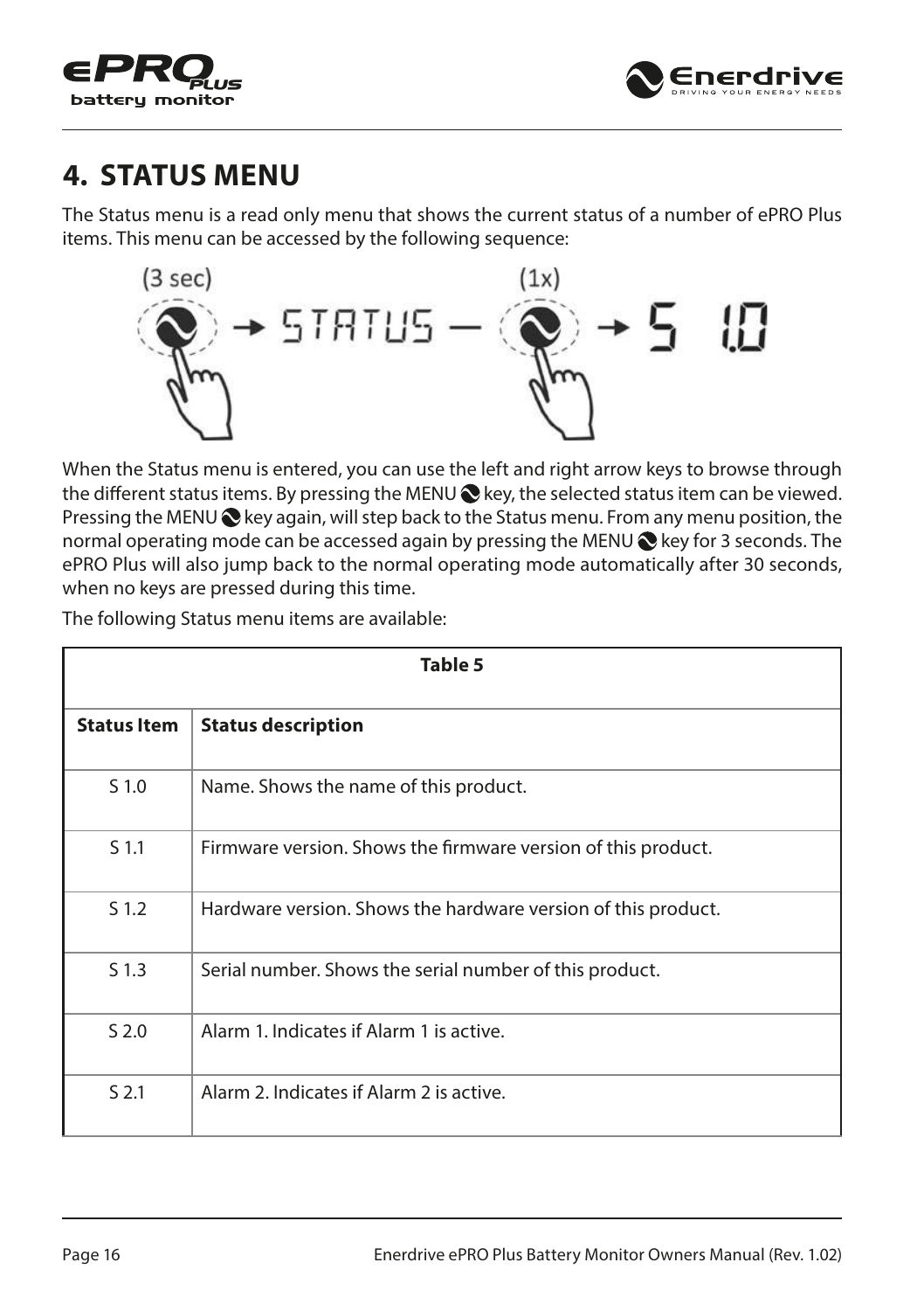# 4. STATUS MENU

The Status menu is a read only menu that shows the current status of a number of ePRO Plus items. This menu can be accessed by the following sequence:

(3 sec) → STATUS — (1x) → S 1.0

When the Status menu is entered, you can use the left and right arrow keys to browse through the different status items. By pressing the MENU key, the selected status item can be viewed. Pressing the MENU key again, will step back to the Status menu. From any menu position, the normal operating mode can be accessed again by pressing the MENU key for 3 seconds. The ePRO Plus will also jump back to the normal operating mode automatically after 30 seconds, when no keys are pressed during this time.

The following Status menu items are available:

**Table 5**

| Status Item | Status description |
|---|---|
| S 1.0 | Name. Shows the name of this product. |
| S 1.1 | Firmware version. Shows the firmware version of this product. |
| S 1.2 | Hardware version. Shows the hardware version of this product. |
| S 1.3 | Serial number. Shows the serial number of this product. |
| S 2.0 | Alarm 1. Indicates if Alarm 1 is active. |
| S 2.1 | Alarm 2. Indicates if Alarm 2 is active. |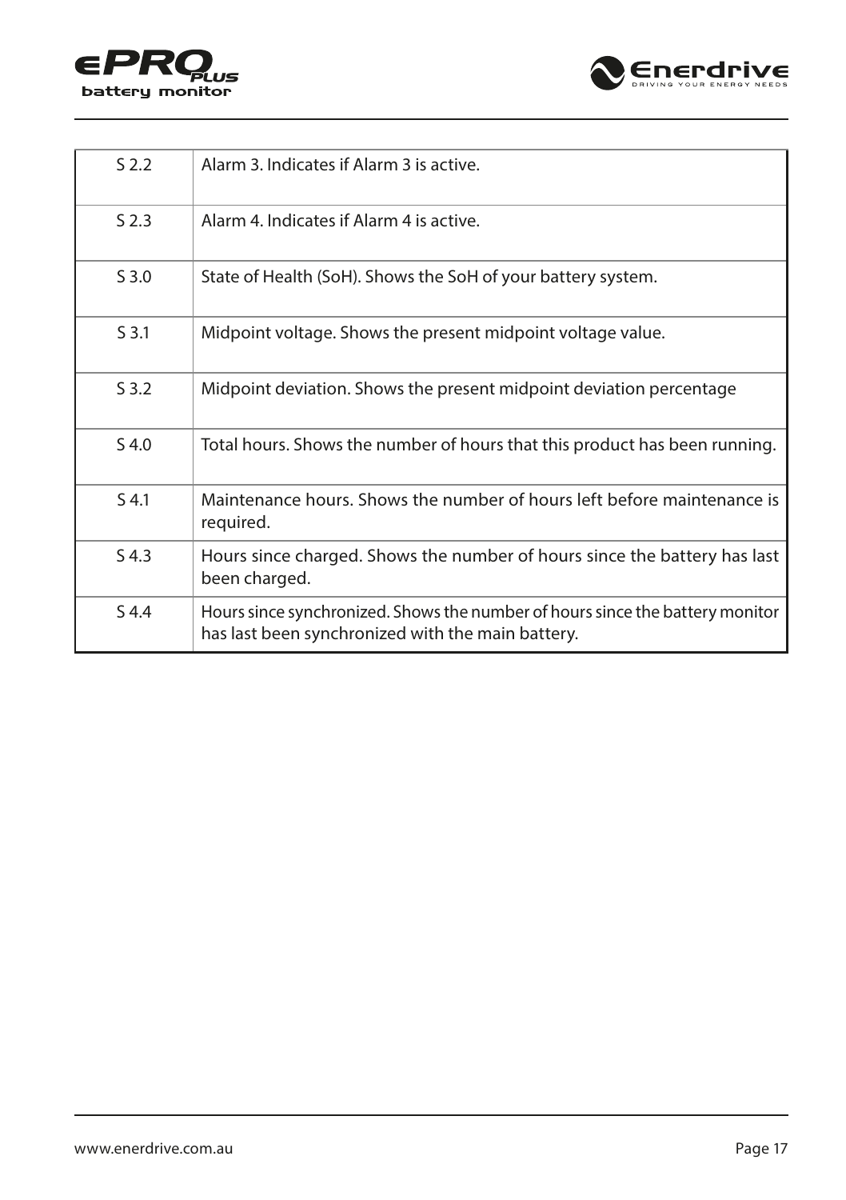| | |
|---|---|
| S 2.2 | Alarm 3. Indicates if Alarm 3 is active. |
| S 2.3 | Alarm 4. Indicates if Alarm 4 is active. |
| S 3.0 | State of Health (SoH). Shows the SoH of your battery system. |
| S 3.1 | Midpoint voltage. Shows the present midpoint voltage value. |
| S 3.2 | Midpoint deviation. Shows the present midpoint deviation percentage |
| S 4.0 | Total hours. Shows the number of hours that this product has been running. |
| S 4.1 | Maintenance hours. Shows the number of hours left before maintenance is required. |
| S 4.3 | Hours since charged. Shows the number of hours since the battery has last been charged. |
| S 4.4 | Hours since synchronized. Shows the number of hours since the battery monitor has last been synchronized with the main battery. |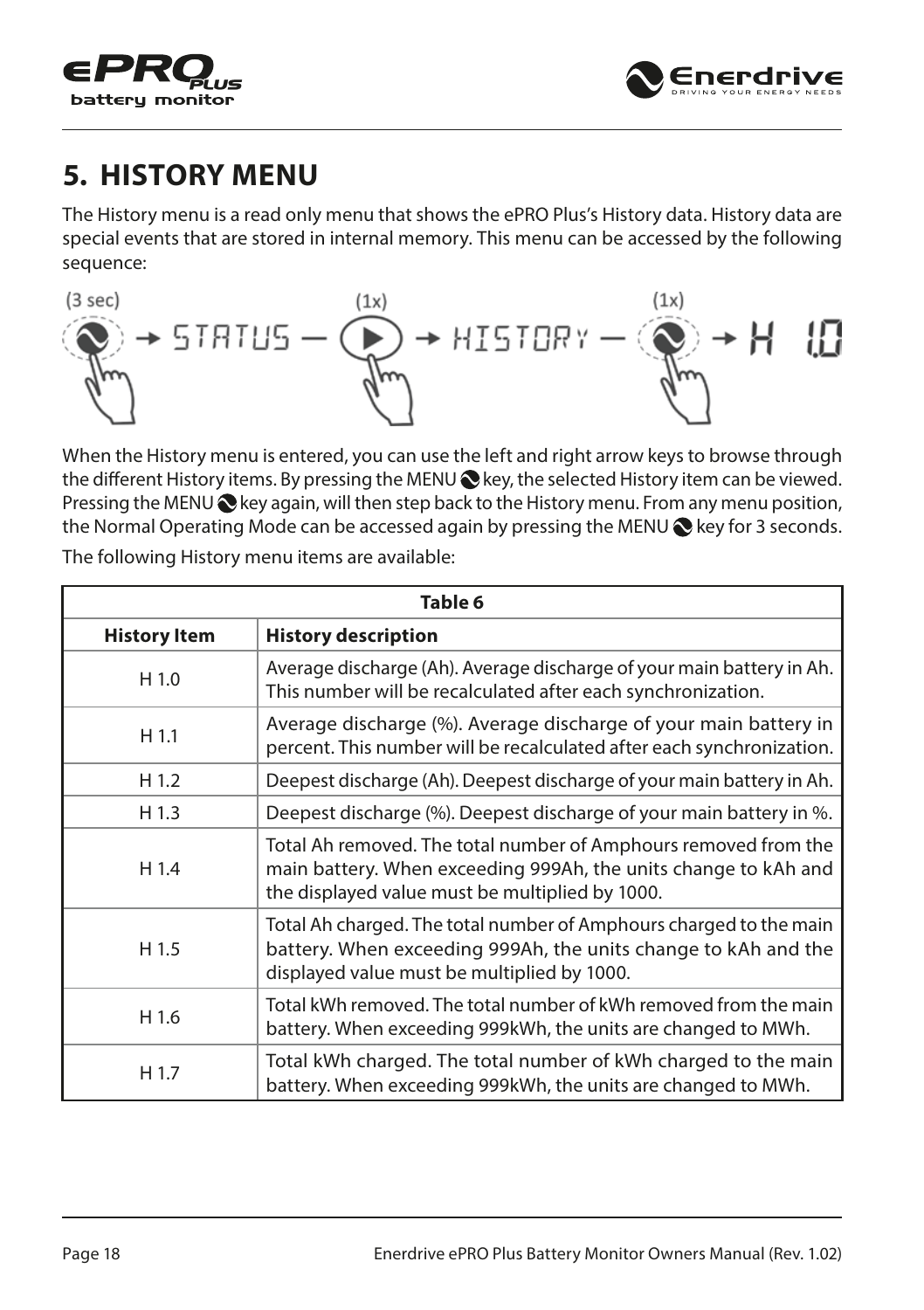# 5. HISTORY MENU

The History menu is a read only menu that shows the ePRO Plus's History data. History data are special events that are stored in internal memory. This menu can be accessed by the following sequence:

(3 sec) → STATUS — (1x) → HISTORY — (1x) → H 1.0

When the History menu is entered, you can use the left and right arrow keys to browse through the different History items. By pressing the MENU key, the selected History item can be viewed. Pressing the MENU key again, will then step back to the History menu. From any menu position, the Normal Operating Mode can be accessed again by pressing the MENU key for 3 seconds.

The following History menu items are available:

**Table 6**

| History Item | History description |
|---|---|
| H 1.0 | Average discharge (Ah). Average discharge of your main battery in Ah. This number will be recalculated after each synchronization. |
| H 1.1 | Average discharge (%). Average discharge of your main battery in percent. This number will be recalculated after each synchronization. |
| H 1.2 | Deepest discharge (Ah). Deepest discharge of your main battery in Ah. |
| H 1.3 | Deepest discharge (%). Deepest discharge of your main battery in %. |
| H 1.4 | Total Ah removed. The total number of Amphours removed from the main battery. When exceeding 999Ah, the units change to kAh and the displayed value must be multiplied by 1000. |
| H 1.5 | Total Ah charged. The total number of Amphours charged to the main battery. When exceeding 999Ah, the units change to kAh and the displayed value must be multiplied by 1000. |
| H 1.6 | Total kWh removed. The total number of kWh removed from the main battery. When exceeding 999kWh, the units are changed to MWh. |
| H 1.7 | Total kWh charged. The total number of kWh charged to the main battery. When exceeding 999kWh, the units are changed to MWh. |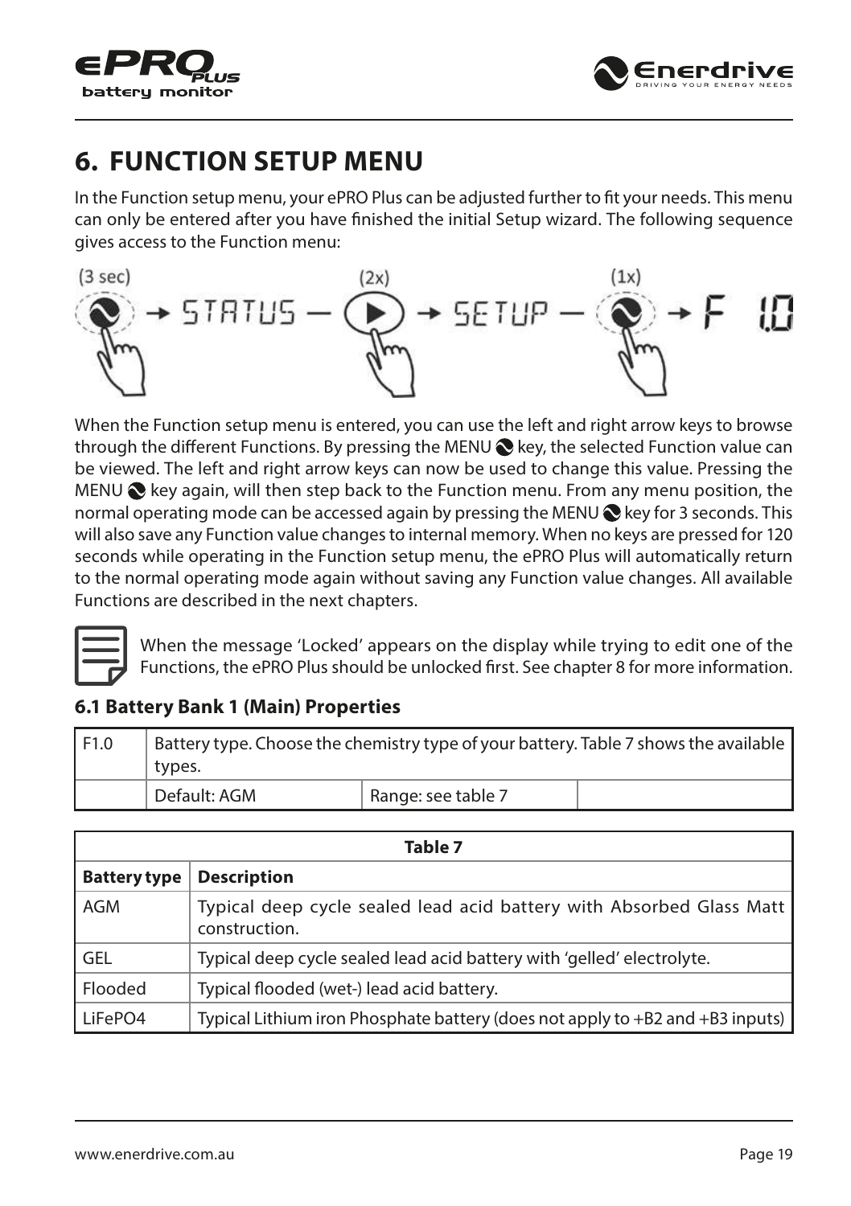# 6. FUNCTION SETUP MENU

In the Function setup menu, your ePRO Plus can be adjusted further to fit your needs. This menu can only be entered after you have finished the initial Setup wizard. The following sequence gives access to the Function menu:

(3 sec) → STATUS — (2x) → SETUP — (1x) → F 1.0

When the Function setup menu is entered, you can use the left and right arrow keys to browse through the different Functions. By pressing the MENU key, the selected Function value can be viewed. The left and right arrow keys can now be used to change this value. Pressing the MENU key again, will then step back to the Function menu. From any menu position, the normal operating mode can be accessed again by pressing the MENU key for 3 seconds. This will also save any Function value changes to internal memory. When no keys are pressed for 120 seconds while operating in the Function setup menu, the ePRO Plus will automatically return to the normal operating mode again without saving any Function value changes. All available Functions are described in the next chapters.

When the message 'Locked' appears on the display while trying to edit one of the Functions, the ePRO Plus should be unlocked first. See chapter 8 for more information.

### 6.1 Battery Bank 1 (Main) Properties

| F1.0 | Battery type. Choose the chemistry type of your battery. Table 7 shows the available types. | | |
|---|---|---|---|
| | Default: AGM | Range: see table 7 | |

| Table 7 | |
|---|---|
| **Battery type** | **Description** |
| AGM | Typical deep cycle sealed lead acid battery with Absorbed Glass Matt construction. |
| GEL | Typical deep cycle sealed lead acid battery with 'gelled' electrolyte. |
| Flooded | Typical flooded (wet-) lead acid battery. |
| LiFePO4 | Typical Lithium iron Phosphate battery (does not apply to +B2 and +B3 inputs) |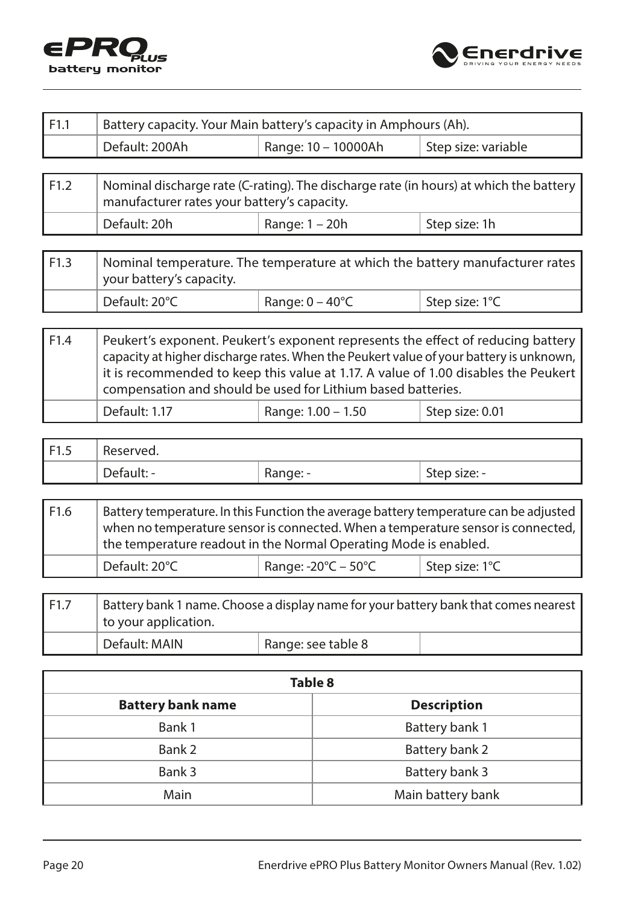| F1.1 | Battery capacity. Your Main battery's capacity in Amphours (Ah). | | |
|---|---|---|---|
| | Default: 200Ah | Range: 10 – 10000Ah | Step size: variable |

| F1.2 | Nominal discharge rate (C-rating). The discharge rate (in hours) at which the battery manufacturer rates your battery's capacity. | | |
|---|---|---|---|
| | Default: 20h | Range: 1 – 20h | Step size: 1h |

| F1.3 | Nominal temperature. The temperature at which the battery manufacturer rates your battery's capacity. | | |
|---|---|---|---|
| | Default: 20°C | Range: 0 – 40°C | Step size: 1°C |

| F1.4 | Peukert's exponent. Peukert's exponent represents the effect of reducing battery capacity at higher discharge rates. When the Peukert value of your battery is unknown, it is recommended to keep this value at 1.17. A value of 1.00 disables the Peukert compensation and should be used for Lithium based batteries. | | |
|---|---|---|---|
| | Default: 1.17 | Range: 1.00 – 1.50 | Step size: 0.01 |

| F1.5 | Reserved. | | |
|---|---|---|---|
| | Default: - | Range: - | Step size: - |

| F1.6 | Battery temperature. In this Function the average battery temperature can be adjusted when no temperature sensor is connected. When a temperature sensor is connected, the temperature readout in the Normal Operating Mode is enabled. | | |
|---|---|---|---|
| | Default: 20°C | Range: -20°C – 50°C | Step size: 1°C |

| F1.7 | Battery bank 1 name. Choose a display name for your battery bank that comes nearest to your application. | | |
|---|---|---|---|
| | Default: MAIN | Range: see table 8 | |

**Table 8**

| Battery bank name | Description |
|---|---|
| Bank 1 | Battery bank 1 |
| Bank 2 | Battery bank 2 |
| Bank 3 | Battery bank 3 |
| Main | Main battery bank |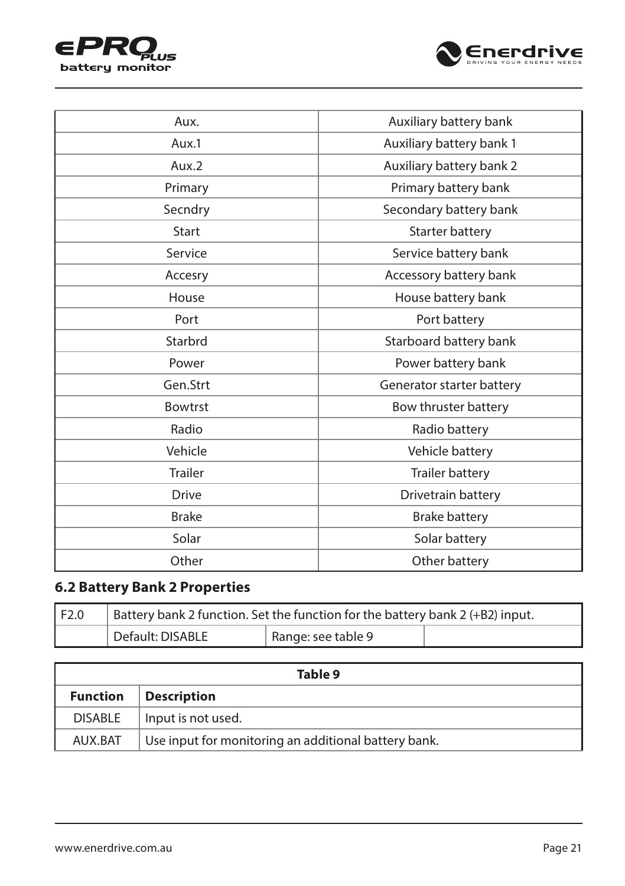| Aux. | Auxiliary battery bank |
|---|---|
| Aux.1 | Auxiliary battery bank 1 |
| Aux.2 | Auxiliary battery bank 2 |
| Primary | Primary battery bank |
| Secndry | Secondary battery bank |
| Start | Starter battery |
| Service | Service battery bank |
| Accesry | Accessory battery bank |
| House | House battery bank |
| Port | Port battery |
| Starbrd | Starboard battery bank |
| Power | Power battery bank |
| Gen.Strt | Generator starter battery |
| Bowtrst | Bow thruster battery |
| Radio | Radio battery |
| Vehicle | Vehicle battery |
| Trailer | Trailer battery |
| Drive | Drivetrain battery |
| Brake | Brake battery |
| Solar | Solar battery |
| Other | Other battery |

## 6.2 Battery Bank 2 Properties

| F2.0 | Battery bank 2 function. Set the function for the battery bank 2 (+B2) input. | | |
|---|---|---|---|
| | Default: DISABLE | Range: see table 9 | |

| Table 9 | |
|---|---|
| **Function** | **Description** |
| DISABLE | Input is not used. |
| AUX.BAT | Use input for monitoring an additional battery bank. |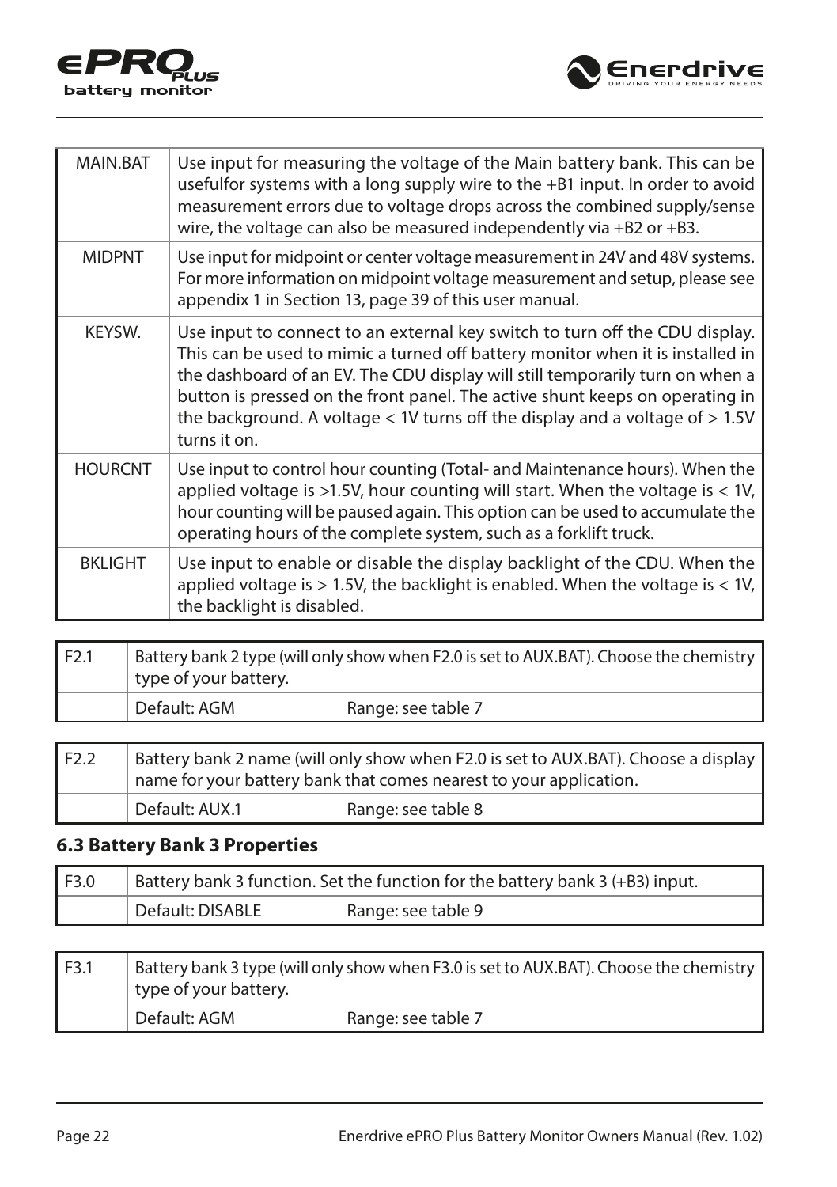| | |
|---|---|
| MAIN.BAT | Use input for measuring the voltage of the Main battery bank. This can be usefulfor systems with a long supply wire to the +B1 input. In order to avoid measurement errors due to voltage drops across the combined supply/sense wire, the voltage can also be measured independently via +B2 or +B3. |
| MIDPNT | Use input for midpoint or center voltage measurement in 24V and 48V systems. For more information on midpoint voltage measurement and setup, please see appendix 1 in Section 13, page 39 of this user manual. |
| KEYSW. | Use input to connect to an external key switch to turn off the CDU display. This can be used to mimic a turned off battery monitor when it is installed in the dashboard of an EV. The CDU display will still temporarily turn on when a button is pressed on the front panel. The active shunt keeps on operating in the background. A voltage < 1V turns off the display and a voltage of > 1.5V turns it on. |
| HOURCNT | Use input to control hour counting (Total- and Maintenance hours). When the applied voltage is >1.5V, hour counting will start. When the voltage is < 1V, hour counting will be paused again. This option can be used to accumulate the operating hours of the complete system, such as a forklift truck. |
| BKLIGHT | Use input to enable or disable the display backlight of the CDU. When the applied voltage is > 1.5V, the backlight is enabled. When the voltage is < 1V, the backlight is disabled. |

| F2.1 | Battery bank 2 type (will only show when F2.0 is set to AUX.BAT). Choose the chemistry type of your battery. | | |
|---|---|---|---|
| | Default: AGM | Range: see table 7 | |

| F2.2 | Battery bank 2 name (will only show when F2.0 is set to AUX.BAT). Choose a display name for your battery bank that comes nearest to your application. | | |
|---|---|---|---|
| | Default: AUX.1 | Range: see table 8 | |

### 6.3 Battery Bank 3 Properties

| F3.0 | Battery bank 3 function. Set the function for the battery bank 3 (+B3) input. | | |
|---|---|---|---|
| | Default: DISABLE | Range: see table 9 | |

| F3.1 | Battery bank 3 type (will only show when F3.0 is set to AUX.BAT). Choose the chemistry type of your battery. | | |
|---|---|---|---|
| | Default: AGM | Range: see table 7 | |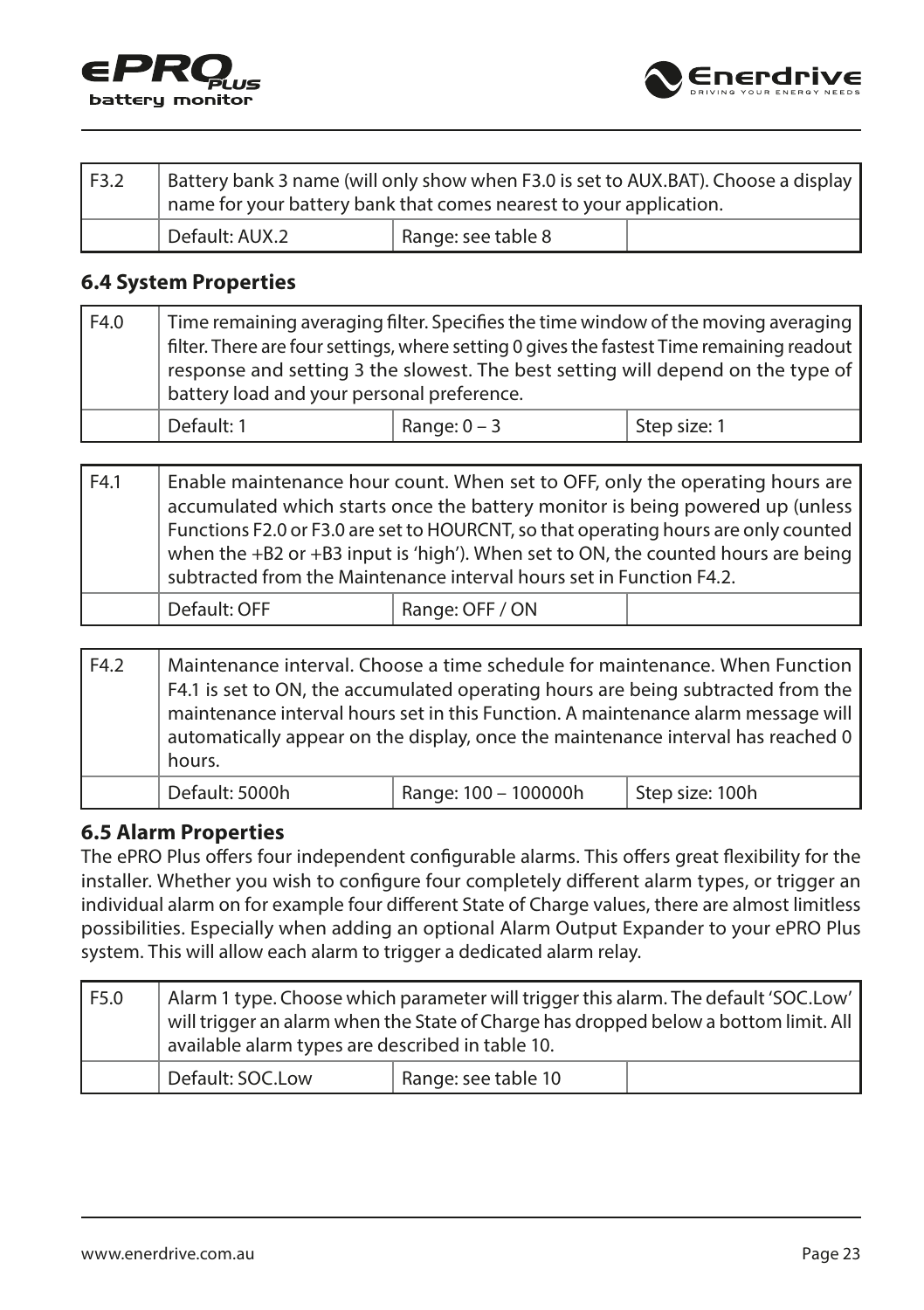| F3.2 | Battery bank 3 name (will only show when F3.0 is set to AUX.BAT). Choose a display name for your battery bank that comes nearest to your application. | | |
|---|---|---|---|
| | Default: AUX.2 | Range: see table 8 | |

### 6.4 System Properties

| F4.0 | Time remaining averaging filter. Specifies the time window of the moving averaging filter. There are four settings, where setting 0 gives the fastest Time remaining readout response and setting 3 the slowest. The best setting will depend on the type of battery load and your personal preference. | | |
|---|---|---|---|
| | Default: 1 | Range: 0 – 3 | Step size: 1 |

| F4.1 | Enable maintenance hour count. When set to OFF, only the operating hours are accumulated which starts once the battery monitor is being powered up (unless Functions F2.0 or F3.0 are set to HOURCNT, so that operating hours are only counted when the +B2 or +B3 input is 'high'). When set to ON, the counted hours are being subtracted from the Maintenance interval hours set in Function F4.2. | | |
|---|---|---|---|
| | Default: OFF | Range: OFF / ON | |

| F4.2 | Maintenance interval. Choose a time schedule for maintenance. When Function F4.1 is set to ON, the accumulated operating hours are being subtracted from the maintenance interval hours set in this Function. A maintenance alarm message will automatically appear on the display, once the maintenance interval has reached 0 hours. | | |
|---|---|---|---|
| | Default: 5000h | Range: 100 – 100000h | Step size: 100h |

### 6.5 Alarm Properties

The ePRO Plus offers four independent configurable alarms. This offers great flexibility for the installer. Whether you wish to configure four completely different alarm types, or trigger an individual alarm on for example four different State of Charge values, there are almost limitless possibilities. Especially when adding an optional Alarm Output Expander to your ePRO Plus system. This will allow each alarm to trigger a dedicated alarm relay.

| F5.0 | Alarm 1 type. Choose which parameter will trigger this alarm. The default 'SOC.Low' will trigger an alarm when the State of Charge has dropped below a bottom limit. All available alarm types are described in table 10. | | |
|---|---|---|---|
| | Default: SOC.Low | Range: see table 10 | |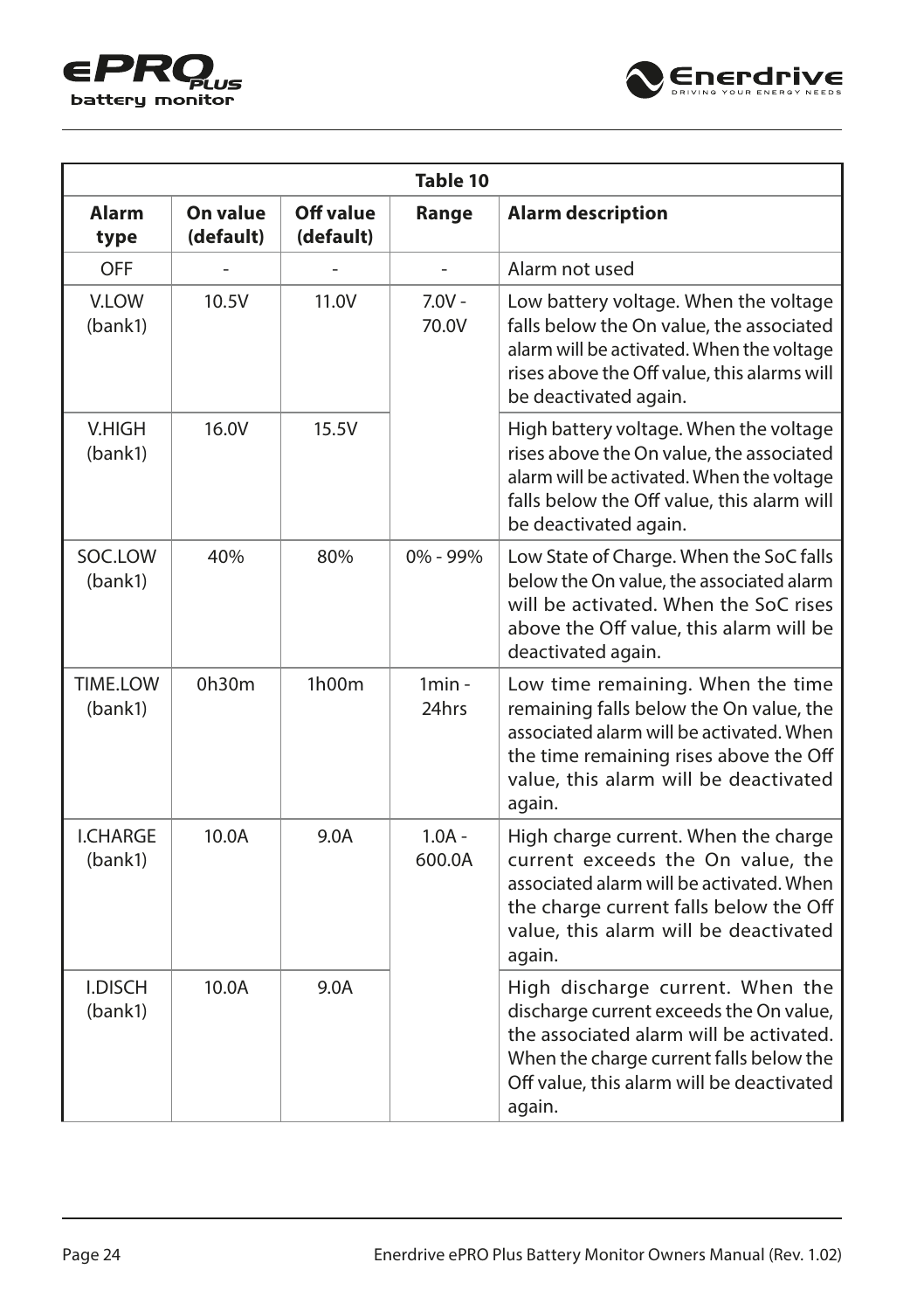| Table 10 | | | | |
|---|---|---|---|---|
| **Alarm type** | **On value (default)** | **Off value (default)** | **Range** | **Alarm description** |
| OFF | - | - | - | Alarm not used |
| V.LOW (bank1) | 10.5V | 11.0V | 7.0V - 70.0V | Low battery voltage. When the voltage falls below the On value, the associated alarm will be activated. When the voltage rises above the Off value, this alarms will be deactivated again. |
| V.HIGH (bank1) | 16.0V | 15.5V | | High battery voltage. When the voltage rises above the On value, the associated alarm will be activated. When the voltage falls below the Off value, this alarm will be deactivated again. |
| SOC.LOW (bank1) | 40% | 80% | 0% - 99% | Low State of Charge. When the SoC falls below the On value, the associated alarm will be activated. When the SoC rises above the Off value, this alarm will be deactivated again. |
| TIME.LOW (bank1) | 0h30m | 1h00m | 1min - 24hrs | Low time remaining. When the time remaining falls below the On value, the associated alarm will be activated. When the time remaining rises above the Off value, this alarm will be deactivated again. |
| I.CHARGE (bank1) | 10.0A | 9.0A | 1.0A - 600.0A | High charge current. When the charge current exceeds the On value, the associated alarm will be activated. When the charge current falls below the Off value, this alarm will be deactivated again. |
| I.DISCH (bank1) | 10.0A | 9.0A | | High discharge current. When the discharge current exceeds the On value, the associated alarm will be activated. When the charge current falls below the Off value, this alarm will be deactivated again. |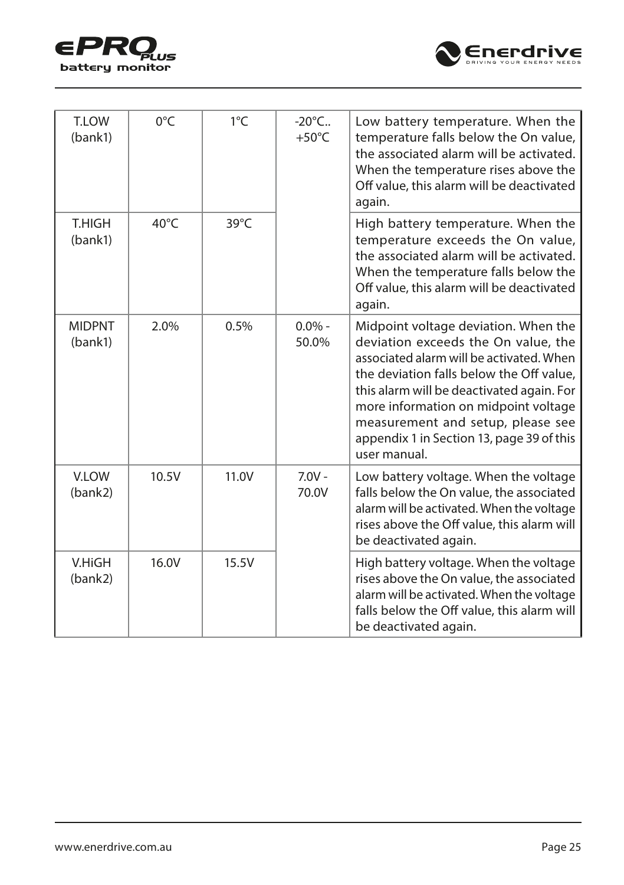| T.LOW (bank1) | 0°C | 1°C | -20°C.. +50°C | Low battery temperature. When the temperature falls below the On value, the associated alarm will be activated. When the temperature rises above the Off value, this alarm will be deactivated again. |
|---|---|---|---|---|
| T.HIGH (bank1) | 40°C | 39°C | | High battery temperature. When the temperature exceeds the On value, the associated alarm will be activated. When the temperature falls below the Off value, this alarm will be deactivated again. |
| MIDPNT (bank1) | 2.0% | 0.5% | 0.0% - 50.0% | Midpoint voltage deviation. When the deviation exceeds the On value, the associated alarm will be activated. When the deviation falls below the Off value, this alarm will be deactivated again. For more information on midpoint voltage measurement and setup, please see appendix 1 in Section 13, page 39 of this user manual. |
| V.LOW (bank2) | 10.5V | 11.0V | 7.0V - 70.0V | Low battery voltage. When the voltage falls below the On value, the associated alarm will be activated. When the voltage rises above the Off value, this alarm will be deactivated again. |
| V.HiGH (bank2) | 16.0V | 15.5V | | High battery voltage. When the voltage rises above the On value, the associated alarm will be activated. When the voltage falls below the Off value, this alarm will be deactivated again. |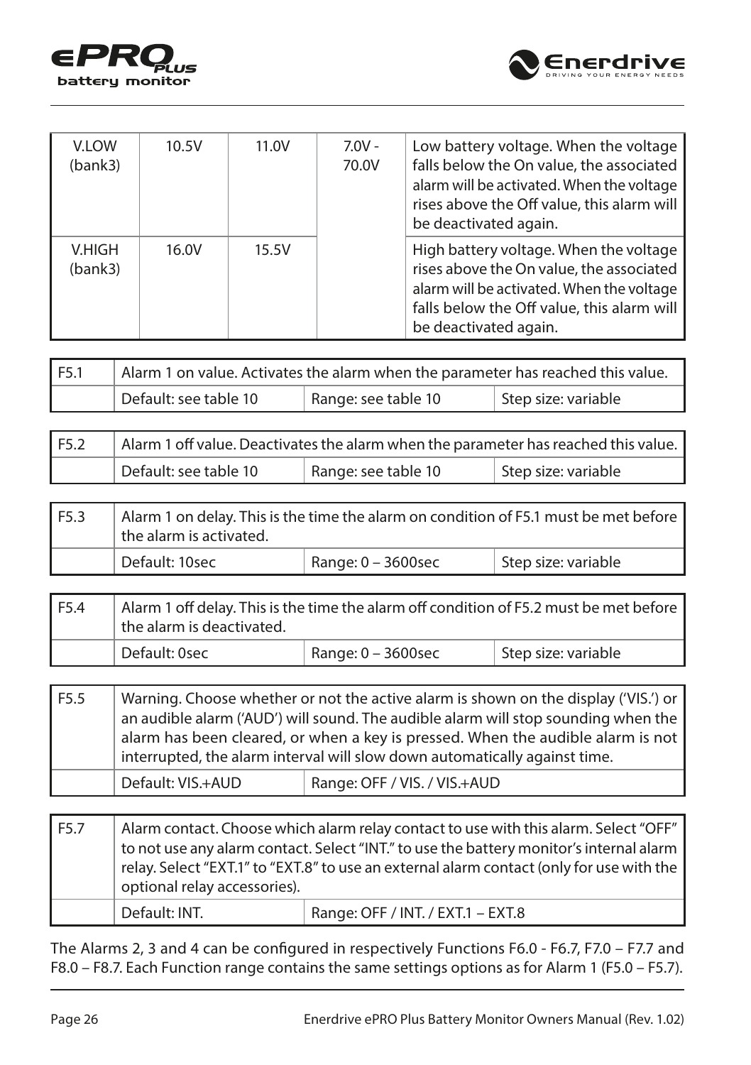| V.LOW (bank3) | 10.5V | 11.0V | 7.0V - 70.0V | Low battery voltage. When the voltage falls below the On value, the associated alarm will be activated. When the voltage rises above the Off value, this alarm will be deactivated again. |
|---|---|---|---|---|
| V.HIGH (bank3) | 16.0V | 15.5V | | High battery voltage. When the voltage rises above the On value, the associated alarm will be activated. When the voltage falls below the Off value, this alarm will be deactivated again. |

| F5.1 | Alarm 1 on value. Activates the alarm when the parameter has reached this value. | | |
|---|---|---|---|
| | Default: see table 10 | Range: see table 10 | Step size: variable |

| F5.2 | Alarm 1 off value. Deactivates the alarm when the parameter has reached this value. | | |
|---|---|---|---|
| | Default: see table 10 | Range: see table 10 | Step size: variable |

| F5.3 | Alarm 1 on delay. This is the time the alarm on condition of F5.1 must be met before the alarm is activated. | | |
|---|---|---|---|
| | Default: 10sec | Range: 0 – 3600sec | Step size: variable |

| F5.4 | Alarm 1 off delay. This is the time the alarm off condition of F5.2 must be met before the alarm is deactivated. | | |
|---|---|---|---|
| | Default: 0sec | Range: 0 – 3600sec | Step size: variable |

| F5.5 | Warning. Choose whether or not the active alarm is shown on the display ('VIS.') or an audible alarm ('AUD') will sound. The audible alarm will stop sounding when the alarm has been cleared, or when a key is pressed. When the audible alarm is not interrupted, the alarm interval will slow down automatically against time. | |
|---|---|---|
| | Default: VIS.+AUD | Range: OFF / VIS. / VIS.+AUD |

| F5.7 | Alarm contact. Choose which alarm relay contact to use with this alarm. Select "OFF" to not use any alarm contact. Select "INT." to use the battery monitor's internal alarm relay. Select "EXT.1" to "EXT.8" to use an external alarm contact (only for use with the optional relay accessories). | |
|---|---|---|
| | Default: INT. | Range: OFF / INT. / EXT.1 – EXT.8 |

The Alarms 2, 3 and 4 can be configured in respectively Functions F6.0 - F6.7, F7.0 – F7.7 and F8.0 – F8.7. Each Function range contains the same settings options as for Alarm 1 (F5.0 – F5.7).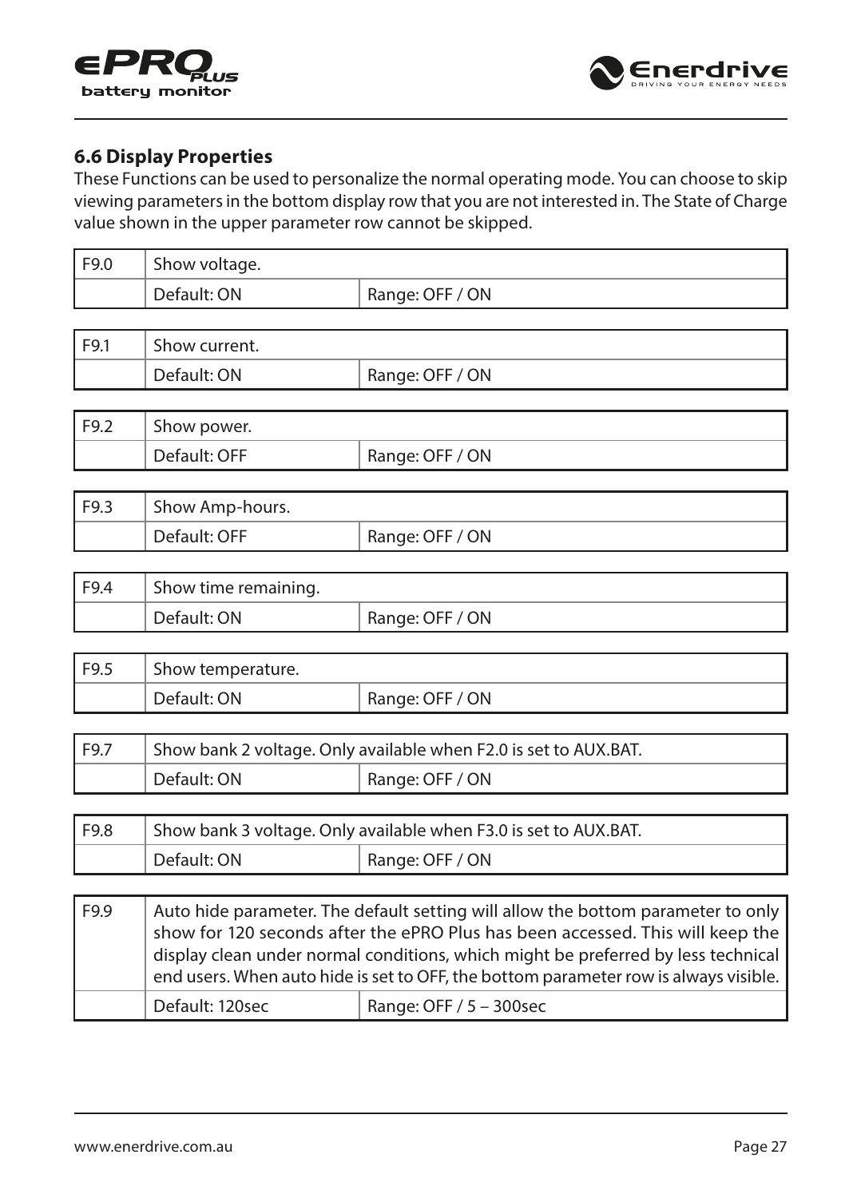## 6.6 Display Properties

These Functions can be used to personalize the normal operating mode. You can choose to skip viewing parameters in the bottom display row that you are not interested in. The State of Charge value shown in the upper parameter row cannot be skipped.

| F9.0 | Show voltage. | |
|---|---|---|
| | Default: ON | Range: OFF / ON |

| F9.1 | Show current. | |
|---|---|---|
| | Default: ON | Range: OFF / ON |

| F9.2 | Show power. | |
|---|---|---|
| | Default: OFF | Range: OFF / ON |

| F9.3 | Show Amp-hours. | |
|---|---|---|
| | Default: OFF | Range: OFF / ON |

| F9.4 | Show time remaining. | |
|---|---|---|
| | Default: ON | Range: OFF / ON |

| F9.5 | Show temperature. | |
|---|---|---|
| | Default: ON | Range: OFF / ON |

| F9.7 | Show bank 2 voltage. Only available when F2.0 is set to AUX.BAT. | |
|---|---|---|
| | Default: ON | Range: OFF / ON |

| F9.8 | Show bank 3 voltage. Only available when F3.0 is set to AUX.BAT. | |
|---|---|---|
| | Default: ON | Range: OFF / ON |

| F9.9 | Auto hide parameter. The default setting will allow the bottom parameter to only show for 120 seconds after the ePRO Plus has been accessed. This will keep the display clean under normal conditions, which might be preferred by less technical end users. When auto hide is set to OFF, the bottom parameter row is always visible. | |
|---|---|---|
| | Default: 120sec | Range: OFF / 5 – 300sec |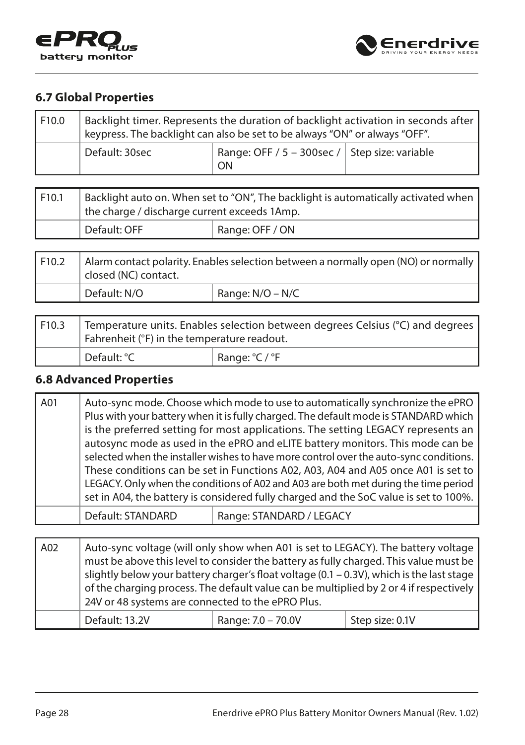## 6.7 Global Properties

| F10.0 | Backlight timer. Represents the duration of backlight activation in seconds after keypress. The backlight can also be set to be always "ON" or always "OFF". | | |
|---|---|---|---|
| | Default: 30sec | Range: OFF / 5 – 300sec / ON | Step size: variable |

| F10.1 | Backlight auto on. When set to "ON", The backlight is automatically activated when the charge / discharge current exceeds 1Amp. | |
|---|---|---|
| | Default: OFF | Range: OFF / ON |

| F10.2 | Alarm contact polarity. Enables selection between a normally open (NO) or normally closed (NC) contact. | |
|---|---|---|
| | Default: N/O | Range: N/O – N/C |

| F10.3 | Temperature units. Enables selection between degrees Celsius (°C) and degrees Fahrenheit (°F) in the temperature readout. | |
|---|---|---|
| | Default: °C | Range: °C / °F |

## 6.8 Advanced Properties

| A01 | Auto-sync mode. Choose which mode to use to automatically synchronize the ePRO Plus with your battery when it is fully charged. The default mode is STANDARD which is the preferred setting for most applications. The setting LEGACY represents an autosync mode as used in the ePRO and eLITE battery monitors. This mode can be selected when the installer wishes to have more control over the auto-sync conditions. These conditions can be set in Functions A02, A03, A04 and A05 once A01 is set to LEGACY. Only when the conditions of A02 and A03 are both met during the time period set in A04, the battery is considered fully charged and the SoC value is set to 100%. | |
|---|---|---|
| | Default: STANDARD | Range: STANDARD / LEGACY |

| A02 | Auto-sync voltage (will only show when A01 is set to LEGACY). The battery voltage must be above this level to consider the battery as fully charged. This value must be slightly below your battery charger's float voltage (0.1 – 0.3V), which is the last stage of the charging process. The default value can be multiplied by 2 or 4 if respectively 24V or 48 systems are connected to the ePRO Plus. | | |
|---|---|---|---|
| | Default: 13.2V | Range: 7.0 – 70.0V | Step size: 0.1V |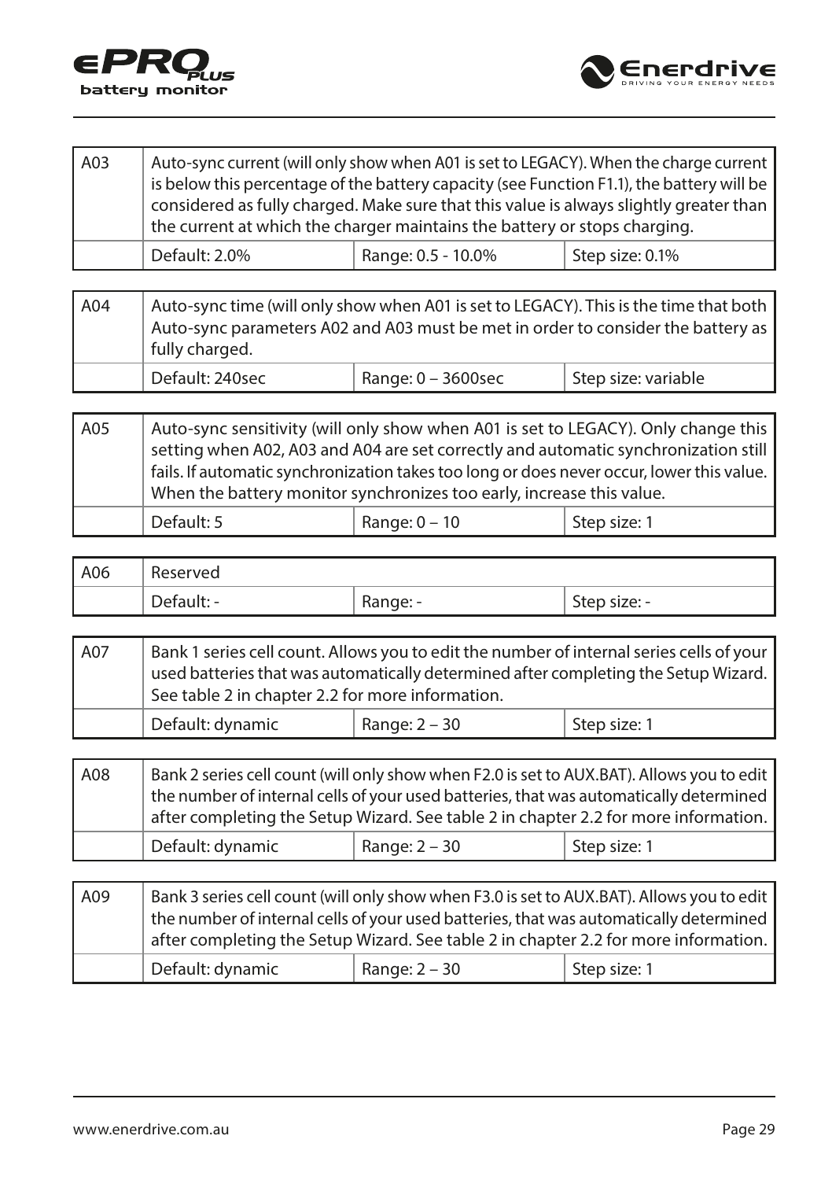| A03 | Auto-sync current (will only show when A01 is set to LEGACY). When the charge current is below this percentage of the battery capacity (see Function F1.1), the battery will be considered as fully charged. Make sure that this value is always slightly greater than the current at which the charger maintains the battery or stops charging. | | |
|---|---|---|---|
| | Default: 2.0% | Range: 0.5 - 10.0% | Step size: 0.1% |

| A04 | Auto-sync time (will only show when A01 is set to LEGACY). This is the time that both Auto-sync parameters A02 and A03 must be met in order to consider the battery as fully charged. | | |
|---|---|---|---|
| | Default: 240sec | Range: 0 – 3600sec | Step size: variable |

| A05 | Auto-sync sensitivity (will only show when A01 is set to LEGACY). Only change this setting when A02, A03 and A04 are set correctly and automatic synchronization still fails. If automatic synchronization takes too long or does never occur, lower this value. When the battery monitor synchronizes too early, increase this value. | | |
|---|---|---|---|
| | Default: 5 | Range: 0 – 10 | Step size: 1 |

| A06 | Reserved | | |
|---|---|---|---|
| | Default: - | Range: - | Step size: - |

| A07 | Bank 1 series cell count. Allows you to edit the number of internal series cells of your used batteries that was automatically determined after completing the Setup Wizard. See table 2 in chapter 2.2 for more information. | | |
|---|---|---|---|
| | Default: dynamic | Range: 2 – 30 | Step size: 1 |

| A08 | Bank 2 series cell count (will only show when F2.0 is set to AUX.BAT). Allows you to edit the number of internal cells of your used batteries, that was automatically determined after completing the Setup Wizard. See table 2 in chapter 2.2 for more information. | | |
|---|---|---|---|
| | Default: dynamic | Range: 2 – 30 | Step size: 1 |

| A09 | Bank 3 series cell count (will only show when F3.0 is set to AUX.BAT). Allows you to edit the number of internal cells of your used batteries, that was automatically determined after completing the Setup Wizard. See table 2 in chapter 2.2 for more information. | | |
|---|---|---|---|
| | Default: dynamic | Range: 2 – 30 | Step size: 1 |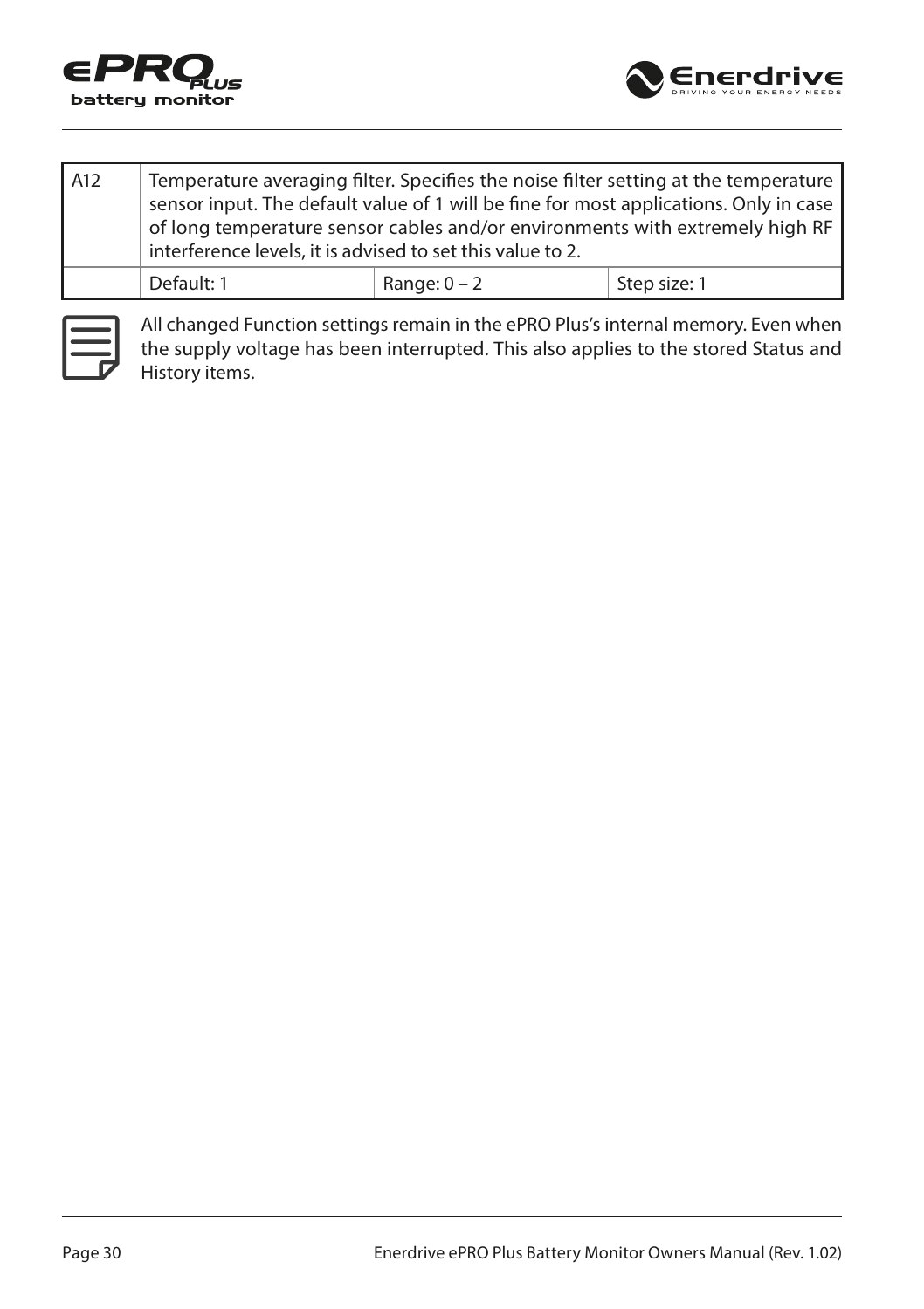| A12 | Temperature averaging filter. Specifies the noise filter setting at the temperature sensor input. The default value of 1 will be fine for most applications. Only in case of long temperature sensor cables and/or environments with extremely high RF interference levels, it is advised to set this value to 2. | | |
|---|---|---|---|
| | Default: 1 | Range: 0 – 2 | Step size: 1 |

All changed Function settings remain in the ePRO Plus's internal memory. Even when the supply voltage has been interrupted. This also applies to the stored Status and History items.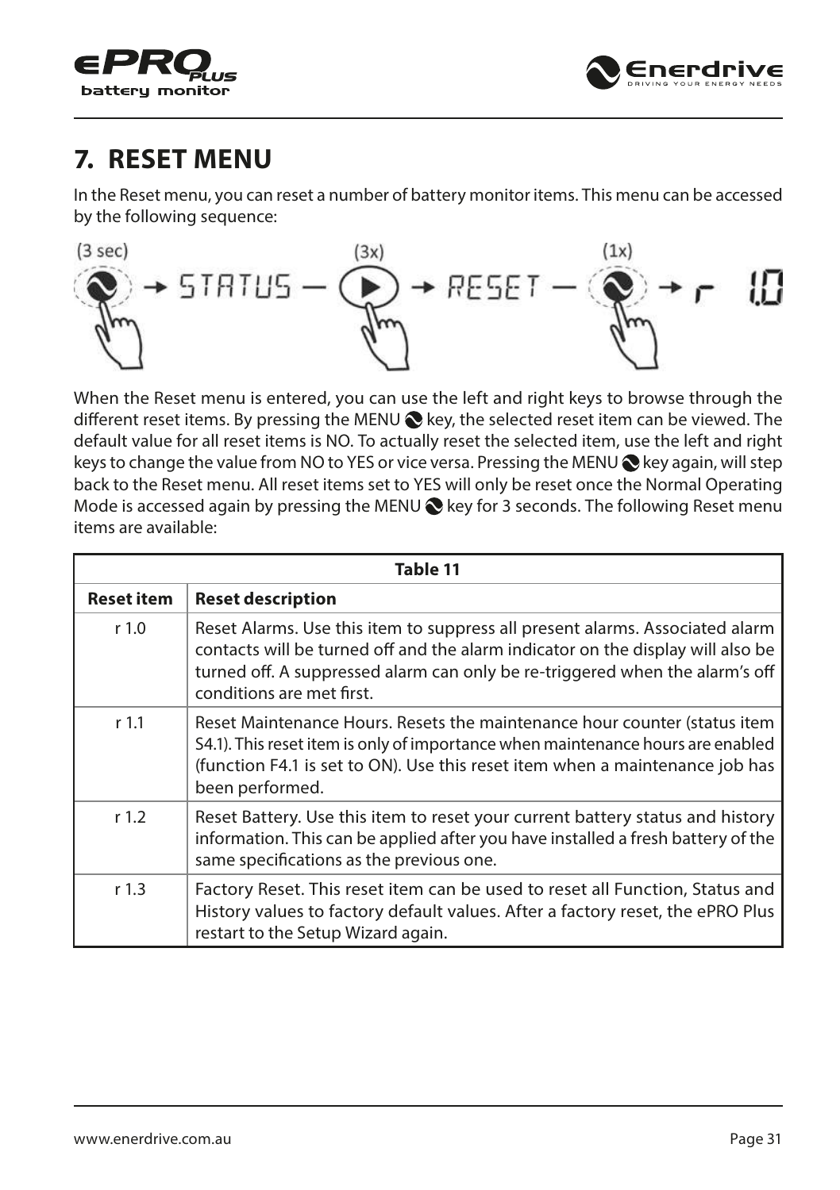# 7. RESET MENU

In the Reset menu, you can reset a number of battery monitor items. This menu can be accessed by the following sequence:

(3 sec) → STATUS — (3x) → RESET — (1x) → r 1.0

When the Reset menu is entered, you can use the left and right keys to browse through the different reset items. By pressing the MENU key, the selected reset item can be viewed. The default value for all reset items is NO. To actually reset the selected item, use the left and right keys to change the value from NO to YES or vice versa. Pressing the MENU key again, will step back to the Reset menu. All reset items set to YES will only be reset once the Normal Operating Mode is accessed again by pressing the MENU key for 3 seconds. The following Reset menu items are available:

**Table 11**

| Reset item | Reset description |
|---|---|
| r 1.0 | Reset Alarms. Use this item to suppress all present alarms. Associated alarm contacts will be turned off and the alarm indicator on the display will also be turned off. A suppressed alarm can only be re-triggered when the alarm's off conditions are met first. |
| r 1.1 | Reset Maintenance Hours. Resets the maintenance hour counter (status item S4.1). This reset item is only of importance when maintenance hours are enabled (function F4.1 is set to ON). Use this reset item when a maintenance job has been performed. |
| r 1.2 | Reset Battery. Use this item to reset your current battery status and history information. This can be applied after you have installed a fresh battery of the same specifications as the previous one. |
| r 1.3 | Factory Reset. This reset item can be used to reset all Function, Status and History values to factory default values. After a factory reset, the ePRO Plus restart to the Setup Wizard again. |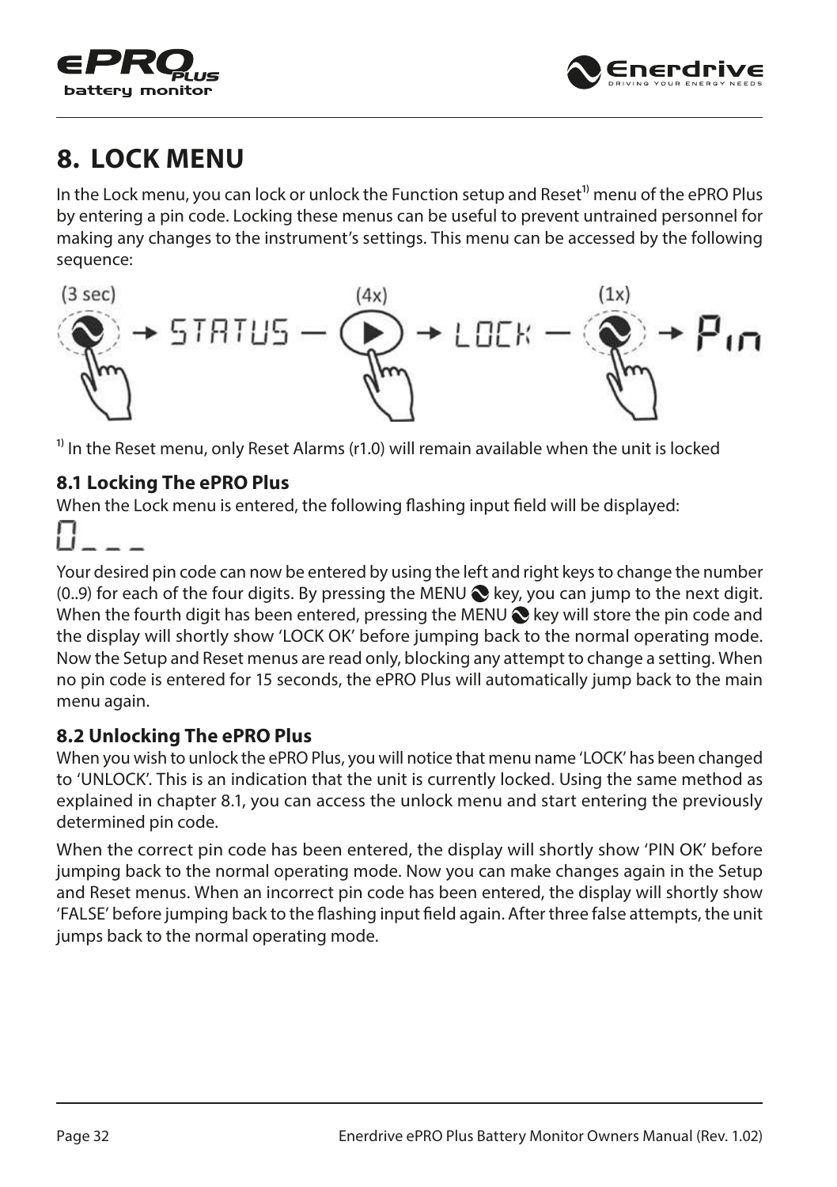# 8. LOCK MENU

In the Lock menu, you can lock or unlock the Function setup and Reset[1] menu of the ePRO Plus by entering a pin code. Locking these menus can be useful to prevent untrained personnel for making any changes to the instrument's settings. This menu can be accessed by the following sequence:

(3 sec) → STATUS — (4x) → LOCK — (1x) → Pin

[1] In the Reset menu, only Reset Alarms (r1.0) will remain available when the unit is locked

### 8.1 Locking The ePRO Plus

When the Lock menu is entered, the following flashing input field will be displayed:

0_ _ _

Your desired pin code can now be entered by using the left and right keys to change the number (0..9) for each of the four digits. By pressing the MENU key, you can jump to the next digit. When the fourth digit has been entered, pressing the MENU key will store the pin code and the display will shortly show 'LOCK OK' before jumping back to the normal operating mode. Now the Setup and Reset menus are read only, blocking any attempt to change a setting. When no pin code is entered for 15 seconds, the ePRO Plus will automatically jump back to the main menu again.

### 8.2 Unlocking The ePRO Plus

When you wish to unlock the ePRO Plus, you will notice that menu name 'LOCK' has been changed to 'UNLOCK'. This is an indication that the unit is currently locked. Using the same method as explained in chapter 8.1, you can access the unlock menu and start entering the previously determined pin code.

When the correct pin code has been entered, the display will shortly show 'PIN OK' before jumping back to the normal operating mode. Now you can make changes again in the Setup and Reset menus. When an incorrect pin code has been entered, the display will shortly show 'FALSE' before jumping back to the flashing input field again. After three false attempts, the unit jumps back to the normal operating mode.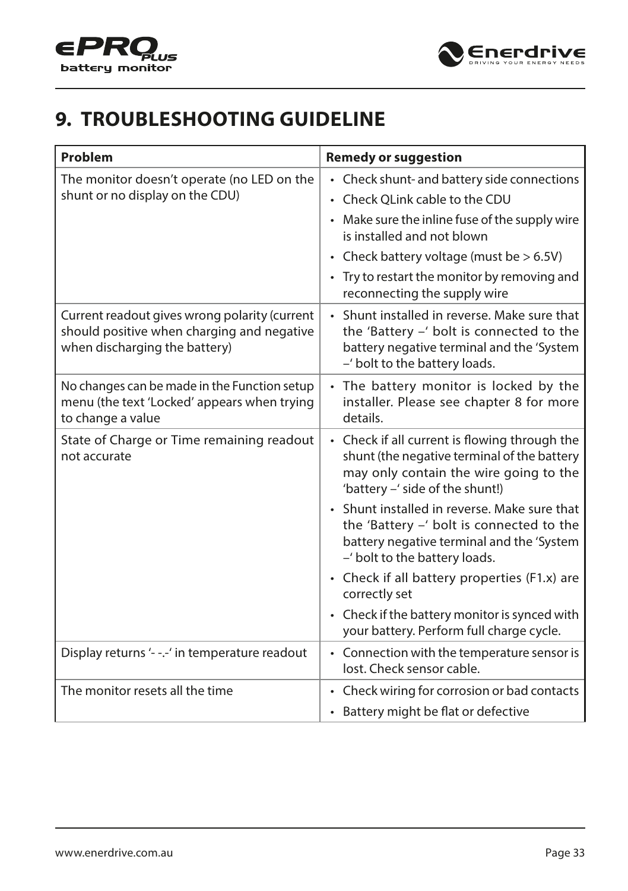# 9. TROUBLESHOOTING GUIDELINE

| Problem | Remedy or suggestion |
|---|---|
| The monitor doesn't operate (no LED on the shunt or no display on the CDU) | • Check shunt- and battery side connections<br>• Check QLink cable to the CDU<br>• Make sure the inline fuse of the supply wire is installed and not blown<br>• Check battery voltage (must be > 6.5V)<br>• Try to restart the monitor by removing and reconnecting the supply wire |
| Current readout gives wrong polarity (current should positive when charging and negative when discharging the battery) | • Shunt installed in reverse. Make sure that the 'Battery –' bolt is connected to the battery negative terminal and the 'System –' bolt to the battery loads. |
| No changes can be made in the Function setup menu (the text 'Locked' appears when trying to change a value | • The battery monitor is locked by the installer. Please see chapter 8 for more details. |
| State of Charge or Time remaining readout not accurate | • Check if all current is flowing through the shunt (the negative terminal of the battery may only contain the wire going to the 'battery –' side of the shunt!)<br>• Shunt installed in reverse. Make sure that the 'Battery –' bolt is connected to the battery negative terminal and the 'System –' bolt to the battery loads.<br>• Check if all battery properties (F1.x) are correctly set<br>• Check if the battery monitor is synced with your battery. Perform full charge cycle. |
| Display returns '- -.-' in temperature readout | • Connection with the temperature sensor is lost. Check sensor cable. |
| The monitor resets all the time | • Check wiring for corrosion or bad contacts<br>• Battery might be flat or defective |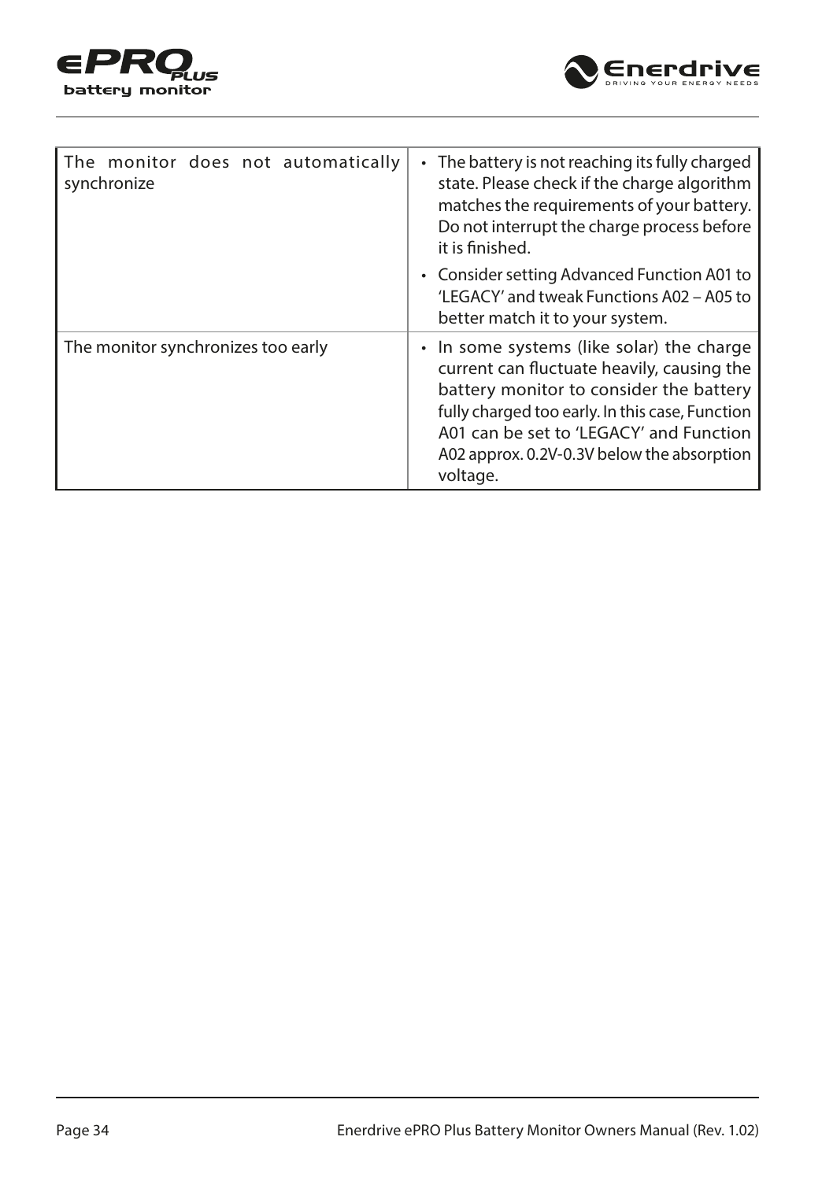| | |
|---|---|
| The monitor does not automatically synchronize | • The battery is not reaching its fully charged state. Please check if the charge algorithm matches the requirements of your battery. Do not interrupt the charge process before it is finished.<br>• Consider setting Advanced Function A01 to 'LEGACY' and tweak Functions A02 – A05 to better match it to your system. |
| The monitor synchronizes too early | • In some systems (like solar) the charge current can fluctuate heavily, causing the battery monitor to consider the battery fully charged too early. In this case, Function A01 can be set to 'LEGACY' and Function A02 approx. 0.2V-0.3V below the absorption voltage. |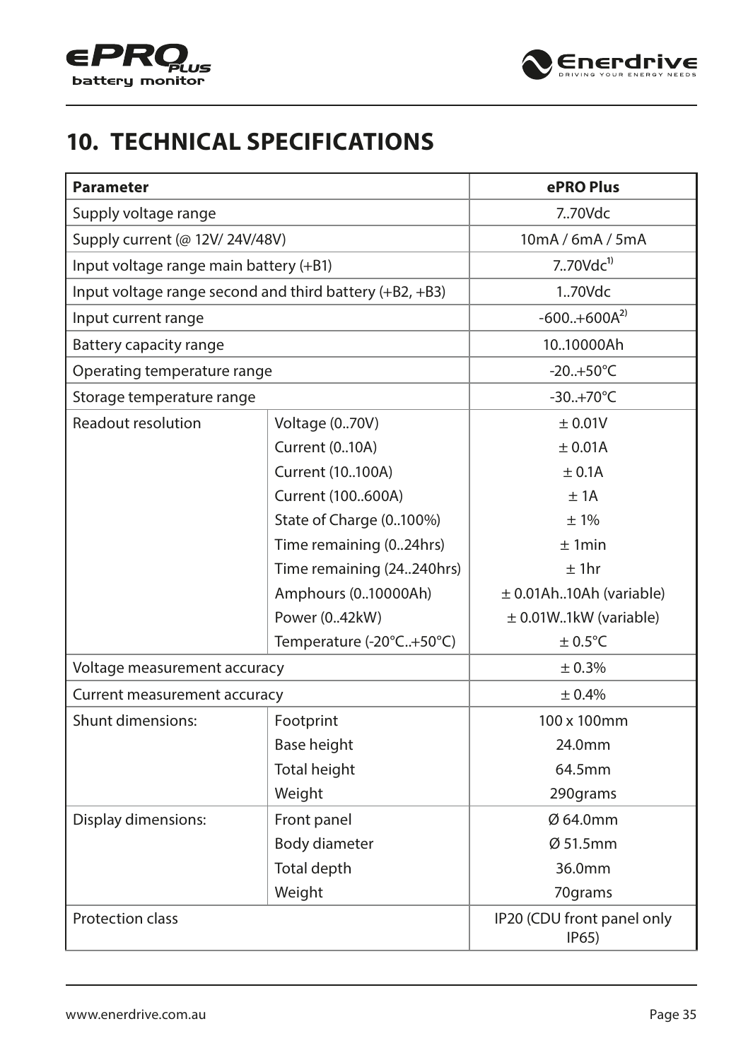# 10. TECHNICAL SPECIFICATIONS

| Parameter | | ePRO Plus |
|---|---|---|
| Supply voltage range | | 7..70Vdc |
| Supply current (@ 12V/ 24V/48V) | | 10mA / 6mA / 5mA |
| Input voltage range main battery (+B1) | | 7..70Vdc[1)] |
| Input voltage range second and third battery (+B2, +B3) | | 1..70Vdc |
| Input current range | | -600..+600A[2)] |
| Battery capacity range | | 10..10000Ah |
| Operating temperature range | | -20..+50°C |
| Storage temperature range | | -30..+70°C |
| Readout resolution | Voltage (0..70V) | ± 0.01V |
| | Current (0..10A) | ± 0.01A |
| | Current (10..100A) | ± 0.1A |
| | Current (100..600A) | ± 1A |
| | State of Charge (0..100%) | ± 1% |
| | Time remaining (0..24hrs) | ± 1min |
| | Time remaining (24..240hrs) | ± 1hr |
| | Amphours (0..10000Ah) | ± 0.01Ah..10Ah (variable) |
| | Power (0..42kW) | ± 0.01W..1kW (variable) |
| | Temperature (-20°C..+50°C) | ± 0.5°C |
| Voltage measurement accuracy | | ± 0.3% |
| Current measurement accuracy | | ± 0.4% |
| Shunt dimensions: | Footprint | 100 x 100mm |
| | Base height | 24.0mm |
| | Total height | 64.5mm |
| | Weight | 290grams |
| Display dimensions: | Front panel | Ø 64.0mm |
| | Body diameter | Ø 51.5mm |
| | Total depth | 36.0mm |
| | Weight | 70grams |
| Protection class | | IP20 (CDU front panel only IP65) |

www.enerdrive.com.au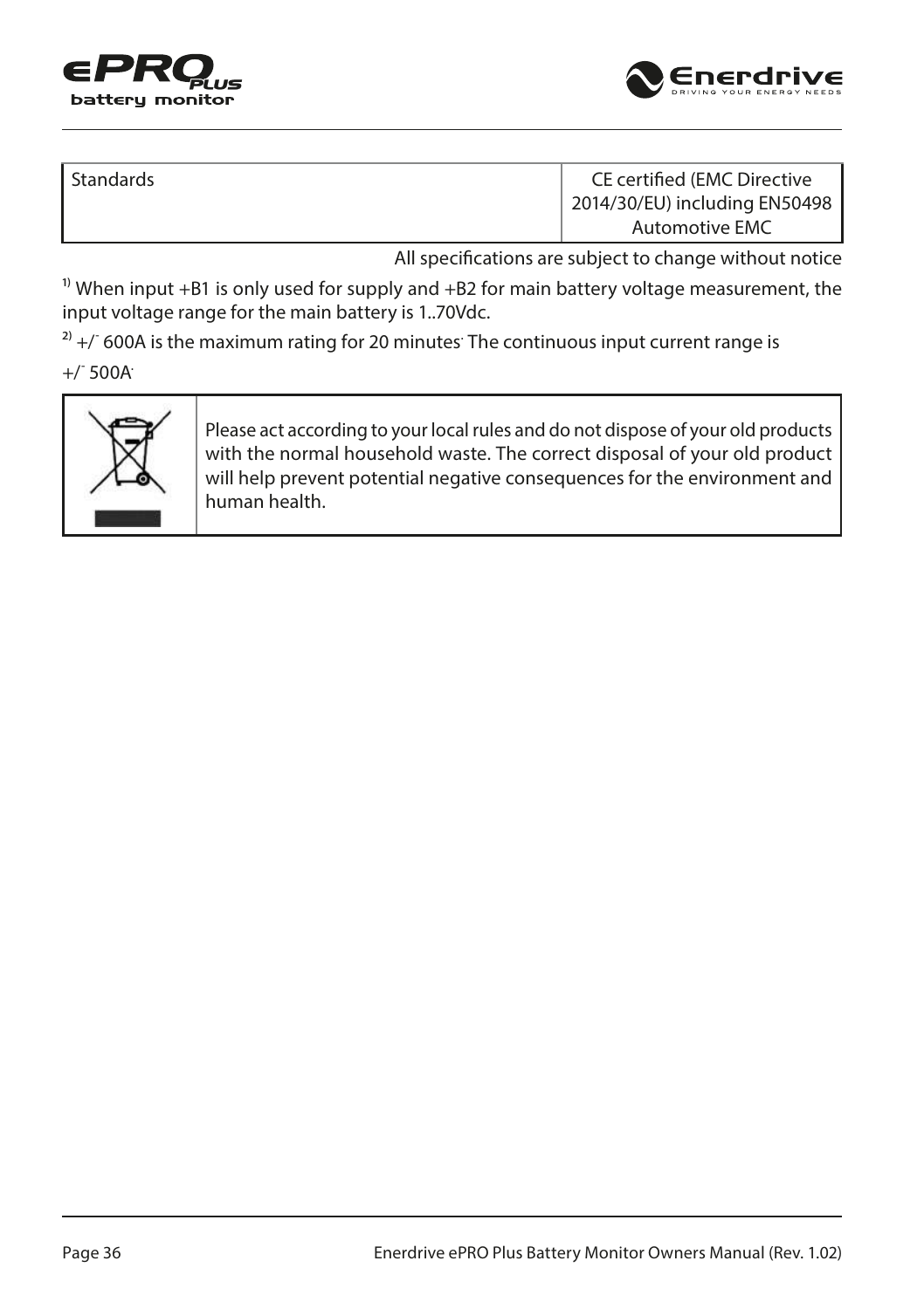| Standards | CE certified (EMC Directive 2014/30/EU) including EN50498 Automotive EMC |
|---|---|

All specifications are subject to change without notice

[1)] When input +B1 is only used for supply and +B2 for main battery voltage measurement, the input voltage range for the main battery is 1..70Vdc.

[2)] +/- 600A is the maximum rating for 20 minutes. The continuous input current range is +/- 500A.

| | |
|---|---|
| | Please act according to your local rules and do not dispose of your old products with the normal household waste. The correct disposal of your old product will help prevent potential negative consequences for the environment and human health. |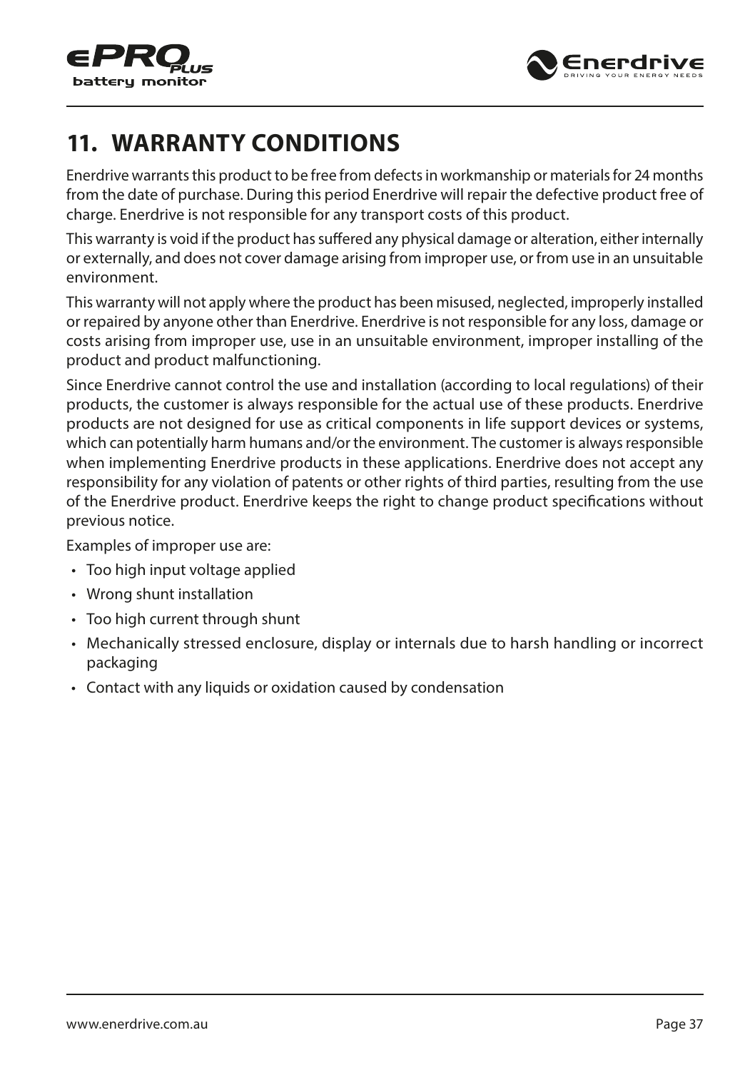# 11. WARRANTY CONDITIONS

Enerdrive warrants this product to be free from defects in workmanship or materials for 24 months from the date of purchase. During this period Enerdrive will repair the defective product free of charge. Enerdrive is not responsible for any transport costs of this product.

This warranty is void if the product has suffered any physical damage or alteration, either internally or externally, and does not cover damage arising from improper use, or from use in an unsuitable environment.

This warranty will not apply where the product has been misused, neglected, improperly installed or repaired by anyone other than Enerdrive. Enerdrive is not responsible for any loss, damage or costs arising from improper use, use in an unsuitable environment, improper installing of the product and product malfunctioning.

Since Enerdrive cannot control the use and installation (according to local regulations) of their products, the customer is always responsible for the actual use of these products. Enerdrive products are not designed for use as critical components in life support devices or systems, which can potentially harm humans and/or the environment. The customer is always responsible when implementing Enerdrive products in these applications. Enerdrive does not accept any responsibility for any violation of patents or other rights of third parties, resulting from the use of the Enerdrive product. Enerdrive keeps the right to change product specifications without previous notice.

Examples of improper use are:

- Too high input voltage applied
- Wrong shunt installation
- Too high current through shunt
- Mechanically stressed enclosure, display or internals due to harsh handling or incorrect packaging
- Contact with any liquids or oxidation caused by condensation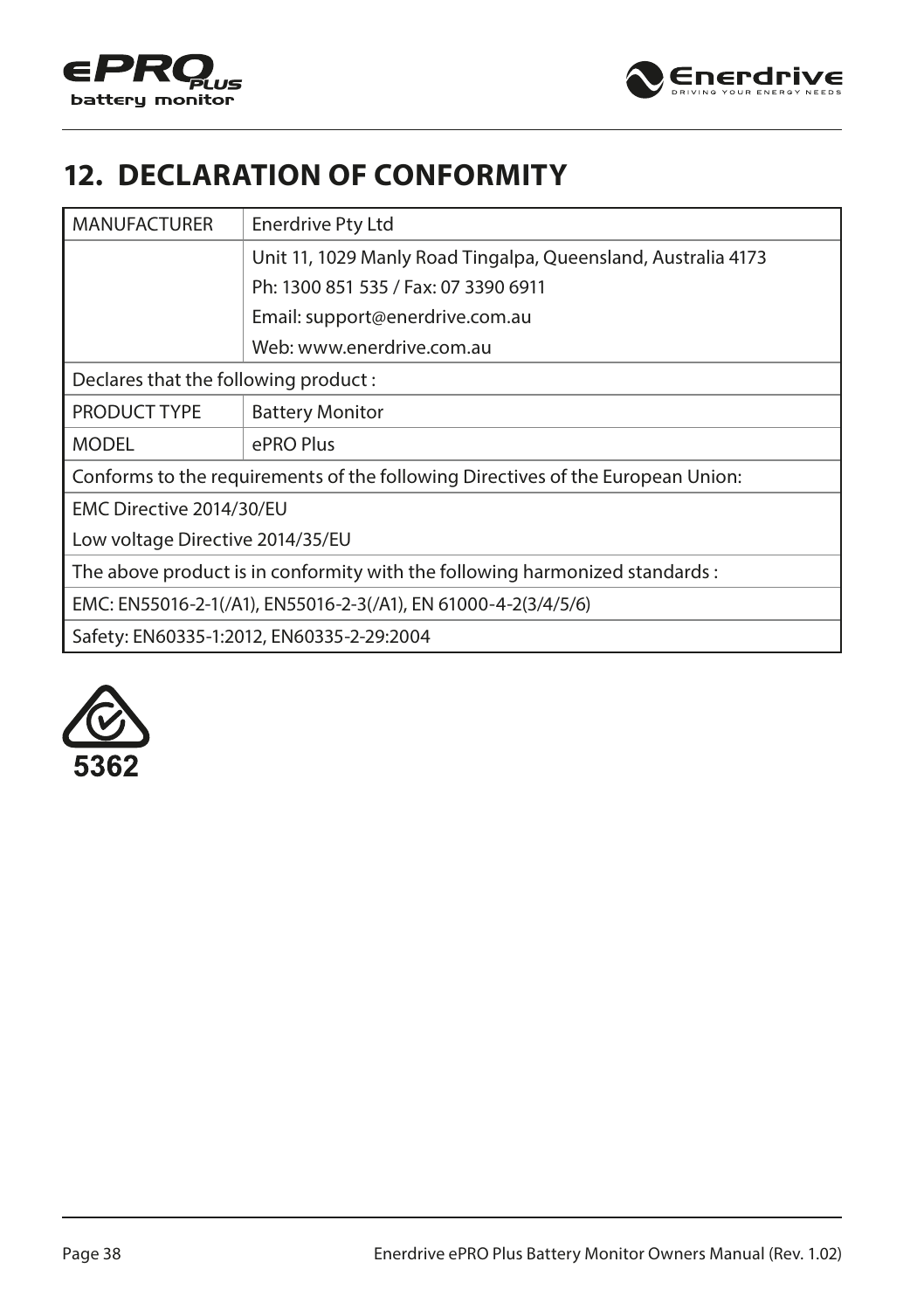# 12. DECLARATION OF CONFORMITY

| MANUFACTURER | Enerdrive Pty Ltd |
|---|---|
| | Unit 11, 1029 Manly Road Tingalpa, Queensland, Australia 4173<br>Ph: 1300 851 535 / Fax: 07 3390 6911<br>Email: support@enerdrive.com.au<br>Web: www.enerdrive.com.au |
| Declares that the following product : | |
| PRODUCT TYPE | Battery Monitor |
| MODEL | ePRO Plus |
| Conforms to the requirements of the following Directives of the European Union: | |
| EMC Directive 2014/30/EU<br>Low voltage Directive 2014/35/EU | |
| The above product is in conformity with the following harmonized standards : | |
| EMC: EN55016-2-1(/A1), EN55016-2-3(/A1), EN 61000-4-2(3/4/5/6) | |
| Safety: EN60335-1:2012, EN60335-2-29:2004 | |

5362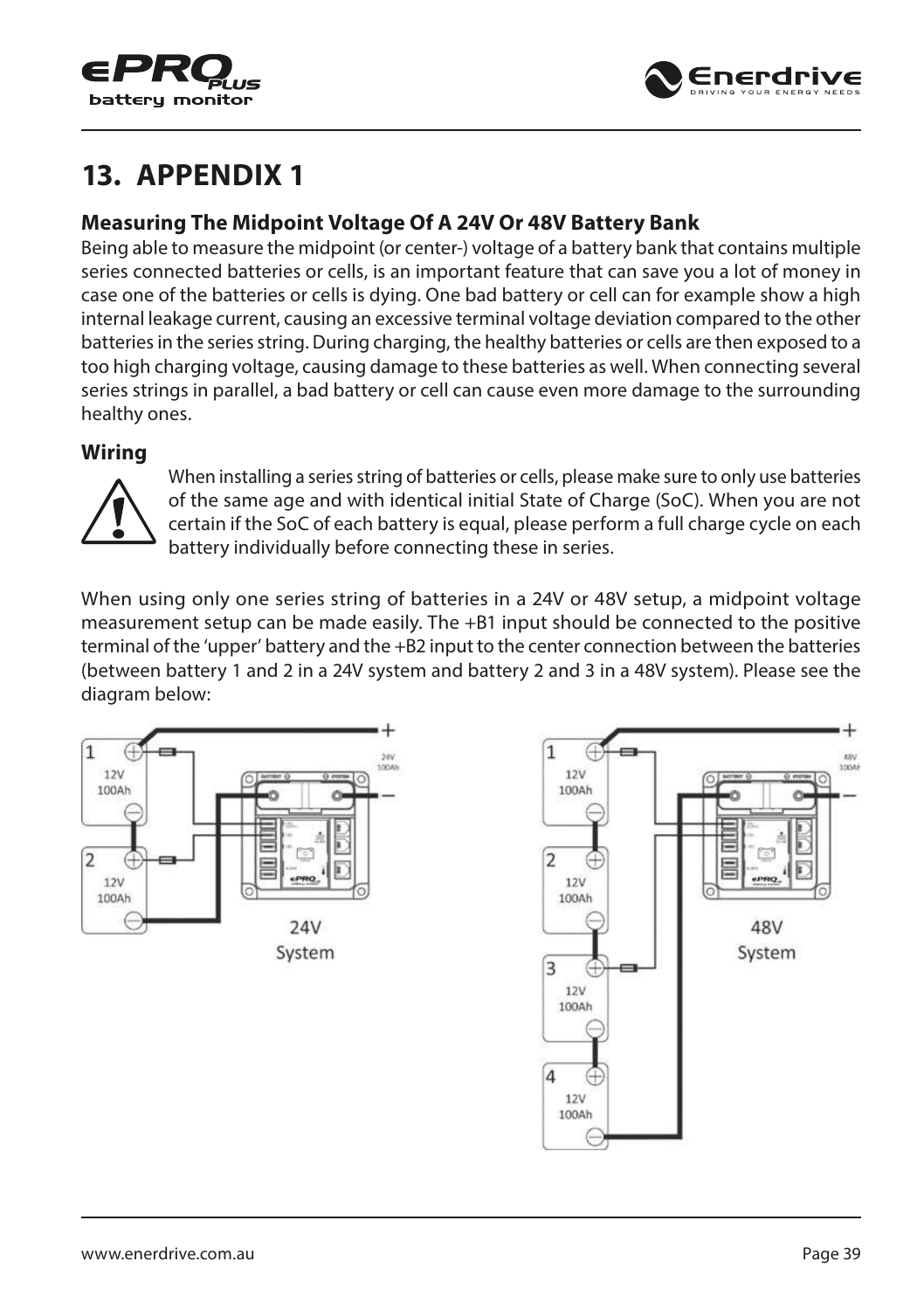# 13. APPENDIX 1

## Measuring The Midpoint Voltage Of A 24V Or 48V Battery Bank

Being able to measure the midpoint (or center-) voltage of a battery bank that contains multiple series connected batteries or cells, is an important feature that can save you a lot of money in case one of the batteries or cells is dying. One bad battery or cell can for example show a high internal leakage current, causing an excessive terminal voltage deviation compared to the other batteries in the series string. During charging, the healthy batteries or cells are then exposed to a too high charging voltage, causing damage to these batteries as well. When connecting several series strings in parallel, a bad battery or cell can cause even more damage to the surrounding healthy ones.

## Wiring

When installing a series string of batteries or cells, please make sure to only use batteries of the same age and with identical initial State of Charge (SoC). When you are not certain if the SoC of each battery is equal, please perform a full charge cycle on each battery individually before connecting these in series.

When using only one series string of batteries in a 24V or 48V setup, a midpoint voltage measurement setup can be made easily. The +B1 input should be connected to the positive terminal of the 'upper' battery and the +B2 input to the center connection between the batteries (between battery 1 and 2 in a 24V system and battery 2 and 3 in a 48V system). Please see the diagram below:

24V System

48V System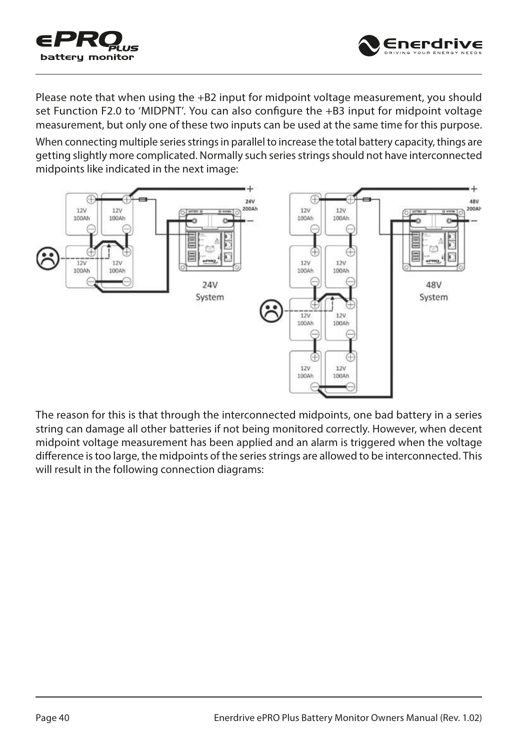Please note that when using the +B2 input for midpoint voltage measurement, you should set Function F2.0 to 'MIDPNT'. You can also configure the +B3 input for midpoint voltage measurement, but only one of these two inputs can be used at the same time for this purpose.

When connecting multiple series strings in parallel to increase the total battery capacity, things are getting slightly more complicated. Normally such series strings should not have interconnected midpoints like indicated in the next image:

The reason for this is that through the interconnected midpoints, one bad battery in a series string can damage all other batteries if not being monitored correctly. However, when decent midpoint voltage measurement has been applied and an alarm is triggered when the voltage difference is too large, the midpoints of the series strings are allowed to be interconnected. This will result in the following connection diagrams: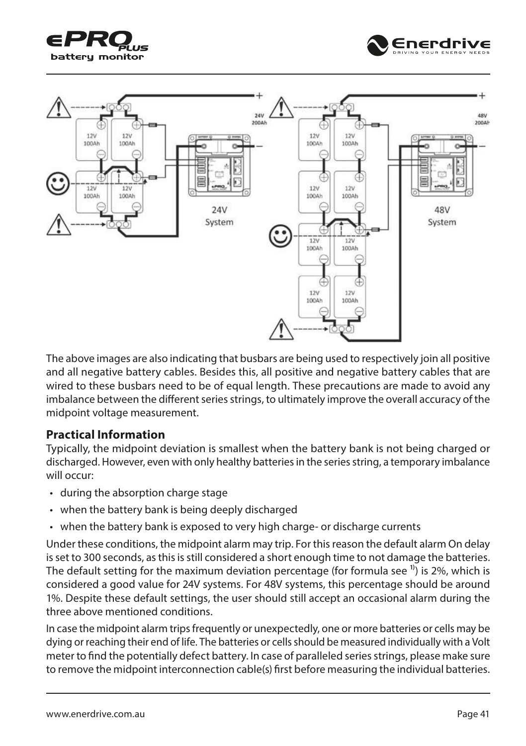The above images are also indicating that busbars are being used to respectively join all positive and all negative battery cables. Besides this, all positive and negative battery cables that are wired to these busbars need to be of equal length. These precautions are made to avoid any imbalance between the different series strings, to ultimately improve the overall accuracy of the midpoint voltage measurement.

### Practical Information

Typically, the midpoint deviation is smallest when the battery bank is not being charged or discharged. However, even with only healthy batteries in the series string, a temporary imbalance will occur:

- during the absorption charge stage
- when the battery bank is being deeply discharged
- when the battery bank is exposed to very high charge- or discharge currents

Under these conditions, the midpoint alarm may trip. For this reason the default alarm On delay is set to 300 seconds, as this is still considered a short enough time to not damage the batteries. The default setting for the maximum deviation percentage (for formula see [1)]) is 2%, which is considered a good value for 24V systems. For 48V systems, this percentage should be around 1%. Despite these default settings, the user should still accept an occasional alarm during the three above mentioned conditions.

In case the midpoint alarm trips frequently or unexpectedly, one or more batteries or cells may be dying or reaching their end of life. The batteries or cells should be measured individually with a Volt meter to find the potentially defect battery. In case of paralleled series strings, please make sure to remove the midpoint interconnection cable(s) first before measuring the individual batteries.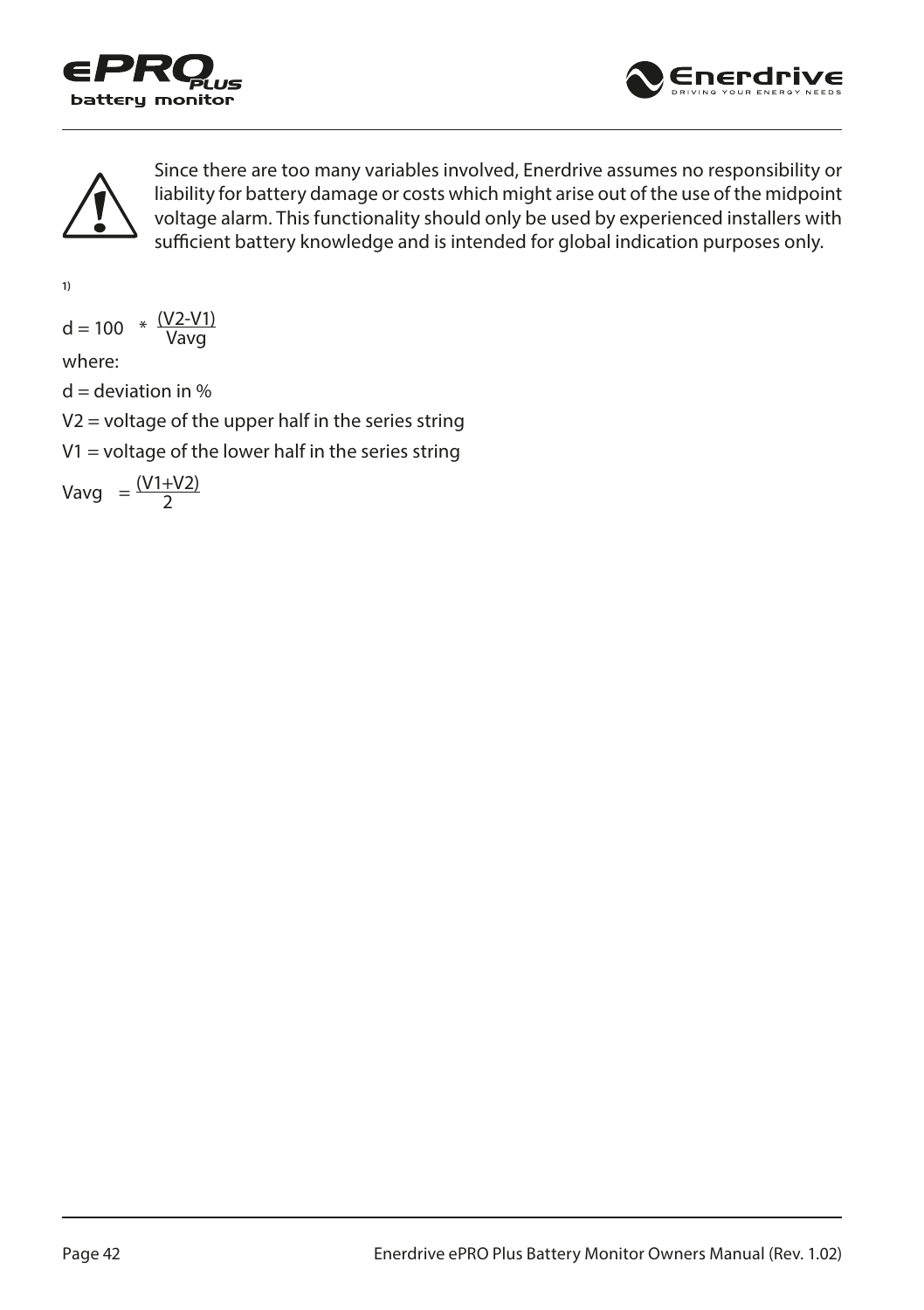Since there are too many variables involved, Enerdrive assumes no responsibility or liability for battery damage or costs which might arise out of the use of the midpoint voltage alarm. This functionality should only be used by experienced installers with sufficient battery knowledge and is intended for global indication purposes only.

1)

$$d = 100 * \frac{(V2-V1)}{Vavg}$$

where:

d = deviation in %

V2 = voltage of the upper half in the series string

V1 = voltage of the lower half in the series string

$$Vavg = \frac{(V1+V2)}{2}$$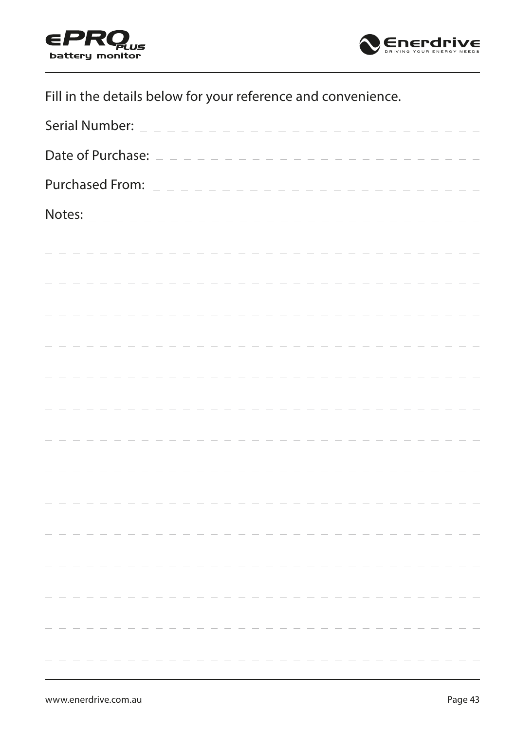Fill in the details below for your reference and convenience.

Serial Number: _ _ _ _ _ _ _ _ _ _ _ _ _ _ _ _ _ _ _ _ _ _ _ _ _ _ _ _ _

Date of Purchase: _ _ _ _ _ _ _ _ _ _ _ _ _ _ _ _ _ _ _ _ _ _ _ _ _ _ _

Purchased From: _ _ _ _ _ _ _ _ _ _ _ _ _ _ _ _ _ _ _ _ _ _ _ _ _ _ _

Notes: _ _ _ _ _ _ _ _ _ _ _ _ _ _ _ _ _ _ _ _ _ _ _ _ _ _ _ _ _ _ _ _

_ _ _ _ _ _ _ _ _ _ _ _ _ _ _ _ _ _ _ _ _ _ _ _ _ _ _ _ _ _ _ _ _ _ _

_ _ _ _ _ _ _ _ _ _ _ _ _ _ _ _ _ _ _ _ _ _ _ _ _ _ _ _ _ _ _ _ _ _ _

_ _ _ _ _ _ _ _ _ _ _ _ _ _ _ _ _ _ _ _ _ _ _ _ _ _ _ _ _ _ _ _ _ _ _

_ _ _ _ _ _ _ _ _ _ _ _ _ _ _ _ _ _ _ _ _ _ _ _ _ _ _ _ _ _ _ _ _ _ _

_ _ _ _ _ _ _ _ _ _ _ _ _ _ _ _ _ _ _ _ _ _ _ _ _ _ _ _ _ _ _ _ _ _ _

_ _ _ _ _ _ _ _ _ _ _ _ _ _ _ _ _ _ _ _ _ _ _ _ _ _ _ _ _ _ _ _ _ _ _

_ _ _ _ _ _ _ _ _ _ _ _ _ _ _ _ _ _ _ _ _ _ _ _ _ _ _ _ _ _ _ _ _ _ _

_ _ _ _ _ _ _ _ _ _ _ _ _ _ _ _ _ _ _ _ _ _ _ _ _ _ _ _ _ _ _ _ _ _ _

_ _ _ _ _ _ _ _ _ _ _ _ _ _ _ _ _ _ _ _ _ _ _ _ _ _ _ _ _ _ _ _ _ _ _

_ _ _ _ _ _ _ _ _ _ _ _ _ _ _ _ _ _ _ _ _ _ _ _ _ _ _ _ _ _ _ _ _ _ _

_ _ _ _ _ _ _ _ _ _ _ _ _ _ _ _ _ _ _ _ _ _ _ _ _ _ _ _ _ _ _ _ _ _ _

_ _ _ _ _ _ _ _ _ _ _ _ _ _ _ _ _ _ _ _ _ _ _ _ _ _ _ _ _ _ _ _ _ _ _

_ _ _ _ _ _ _ _ _ _ _ _ _ _ _ _ _ _ _ _ _ _ _ _ _ _ _ _ _ _ _ _ _ _ _

_ _ _ _ _ _ _ _ _ _ _ _ _ _ _ _ _ _ _ _ _ _ _ _ _ _ _ _ _ _ _ _ _ _ _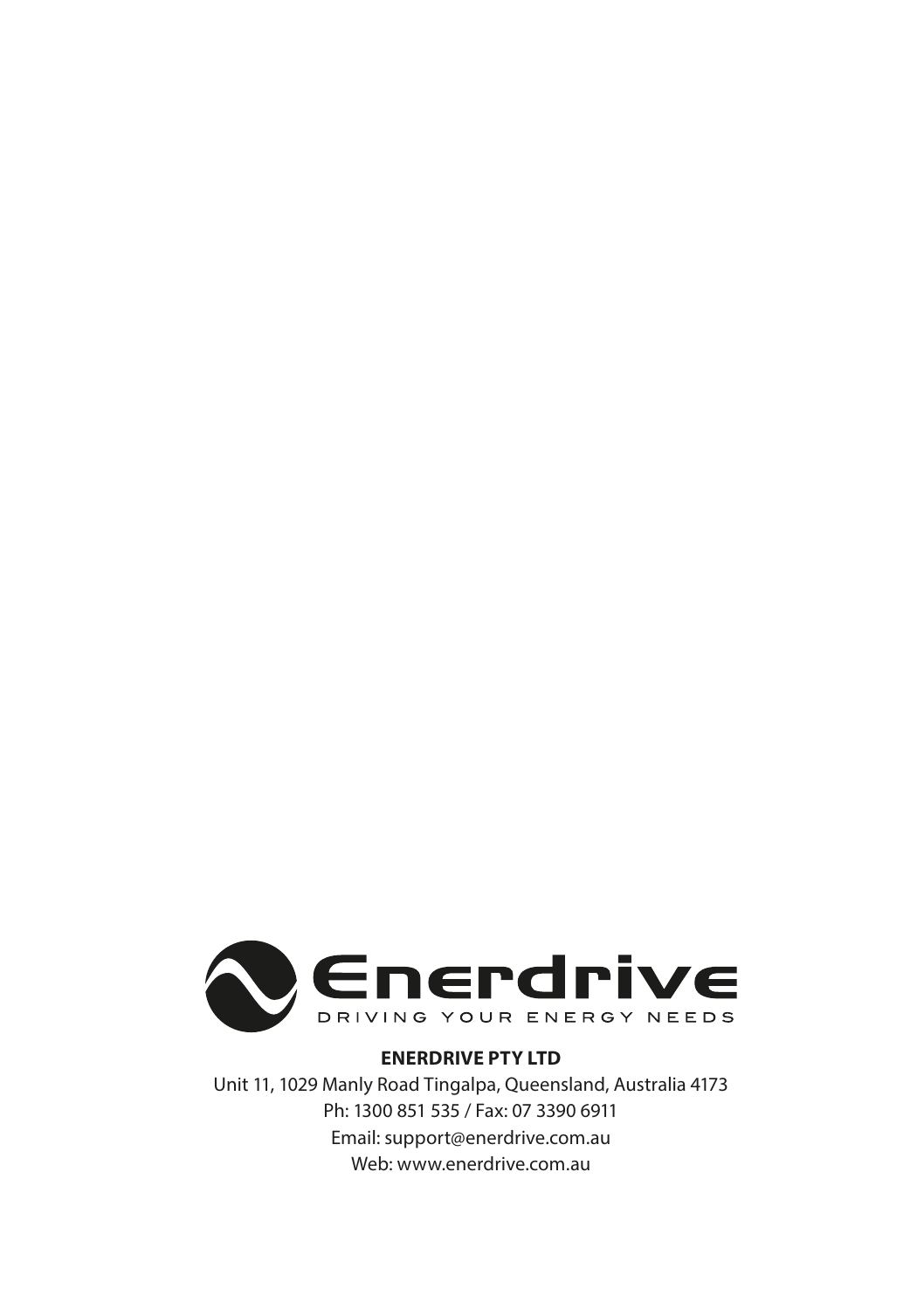Enerdrive

DRIVING YOUR ENERGY NEEDS

**ENERDRIVE PTY LTD**

Unit 11, 1029 Manly Road Tingalpa, Queensland, Australia 4173

Ph: 1300 851 535 / Fax: 07 3390 6911

Email: support@enerdrive.com.au

Web: www.enerdrive.com.au